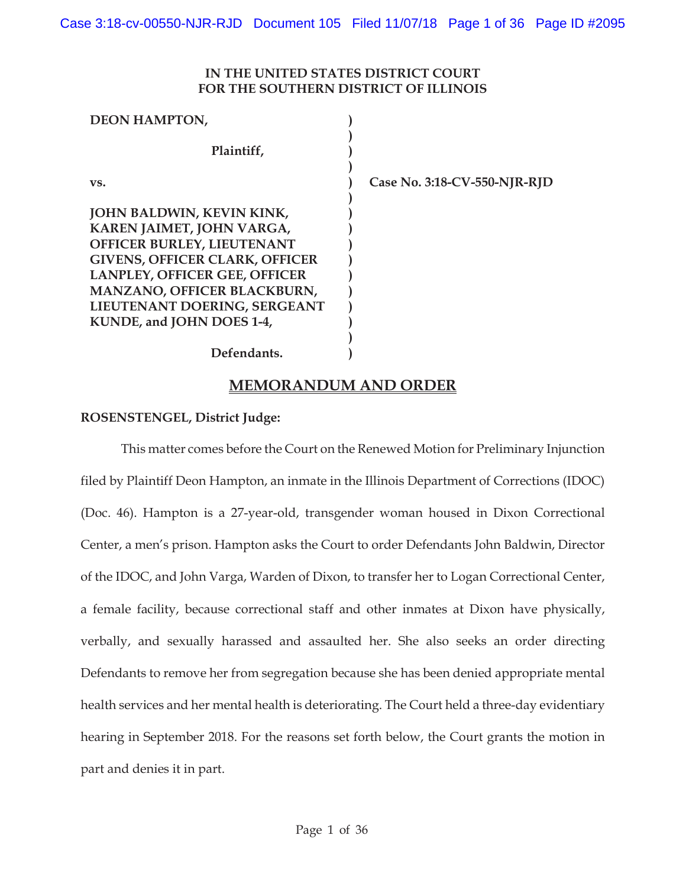**IN THE UNITED STATES DISTRICT COURT**
**FOR THE SOUTHERN DISTRICT OF ILLINOIS**

| | | |
|---|---|---|
| **DEON HAMPTON,** | **)** | |
| **Plaintiff,** | **)** | |
| **vs.** | **)** | **Case No. 3:18-CV-550-NJR-RJD** |
| **JOHN BALDWIN, KEVIN KINK, KAREN JAIMET, JOHN VARGA, OFFICER BURLEY, LIEUTENANT GIVENS, OFFICER CLARK, OFFICER LANPLEY, OFFICER GEE, OFFICER MANZANO, OFFICER BLACKBURN, LIEUTENANT DOERING, SERGEANT KUNDE, and JOHN DOES 1-4,** | **)** | |
| **Defendants.** | **)** | |

## MEMORANDUM AND ORDER

**ROSENSTENGEL, District Judge:**

This matter comes before the Court on the Renewed Motion for Preliminary Injunction filed by Plaintiff Deon Hampton, an inmate in the Illinois Department of Corrections (IDOC) (Doc. 46). Hampton is a 27-year-old, transgender woman housed in Dixon Correctional Center, a men's prison. Hampton asks the Court to order Defendants John Baldwin, Director of the IDOC, and John Varga, Warden of Dixon, to transfer her to Logan Correctional Center, a female facility, because correctional staff and other inmates at Dixon have physically, verbally, and sexually harassed and assaulted her. She also seeks an order directing Defendants to remove her from segregation because she has been denied appropriate mental health services and her mental health is deteriorating. The Court held a three-day evidentiary hearing in September 2018. For the reasons set forth below, the Court grants the motion in part and denies it in part.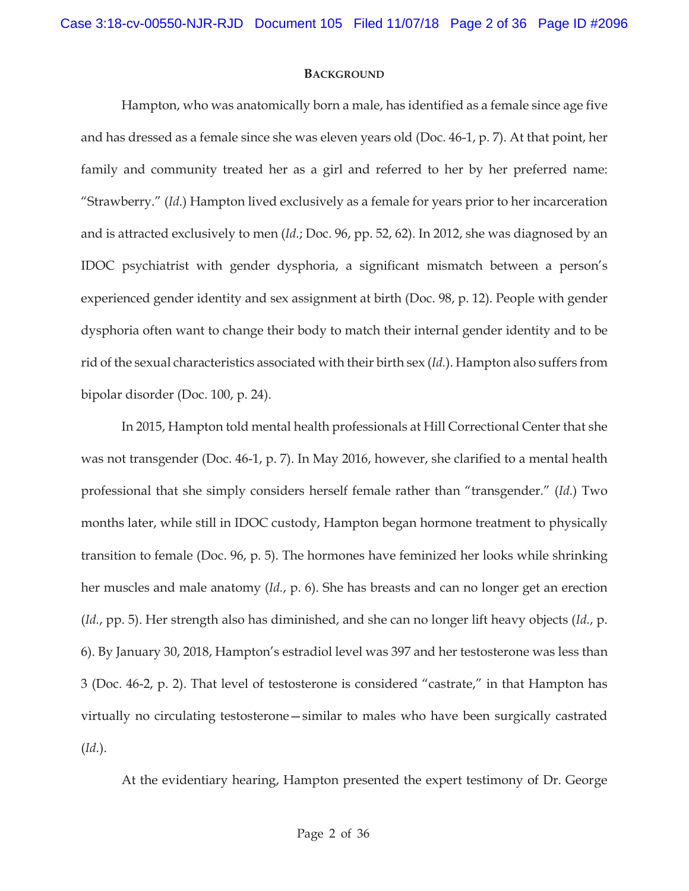## BACKGROUND

Hampton, who was anatomically born a male, has identified as a female since age five and has dressed as a female since she was eleven years old (Doc. 46-1, p. 7). At that point, her family and community treated her as a girl and referred to her by her preferred name: "Strawberry." (*Id.*) Hampton lived exclusively as a female for years prior to her incarceration and is attracted exclusively to men (*Id.*; Doc. 96, pp. 52, 62). In 2012, she was diagnosed by an IDOC psychiatrist with gender dysphoria, a significant mismatch between a person's experienced gender identity and sex assignment at birth (Doc. 98, p. 12). People with gender dysphoria often want to change their body to match their internal gender identity and to be rid of the sexual characteristics associated with their birth sex (*Id.*). Hampton also suffers from bipolar disorder (Doc. 100, p. 24).

In 2015, Hampton told mental health professionals at Hill Correctional Center that she was not transgender (Doc. 46-1, p. 7). In May 2016, however, she clarified to a mental health professional that she simply considers herself female rather than "transgender." (*Id.*) Two months later, while still in IDOC custody, Hampton began hormone treatment to physically transition to female (Doc. 96, p. 5). The hormones have feminized her looks while shrinking her muscles and male anatomy (*Id.*, p. 6). She has breasts and can no longer get an erection (*Id.*, pp. 5). Her strength also has diminished, and she can no longer lift heavy objects (*Id.*, p. 6). By January 30, 2018, Hampton's estradiol level was 397 and her testosterone was less than 3 (Doc. 46-2, p. 2). That level of testosterone is considered "castrate," in that Hampton has virtually no circulating testosterone—similar to males who have been surgically castrated (*Id.*).

At the evidentiary hearing, Hampton presented the expert testimony of Dr. George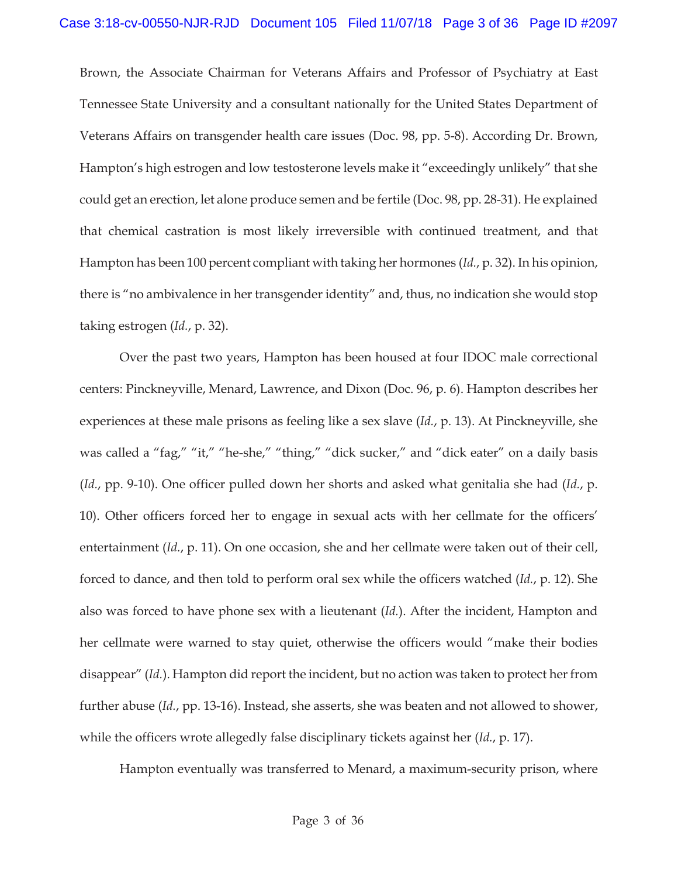Brown, the Associate Chairman for Veterans Affairs and Professor of Psychiatry at East Tennessee State University and a consultant nationally for the United States Department of Veterans Affairs on transgender health care issues (Doc. 98, pp. 5-8). According Dr. Brown, Hampton's high estrogen and low testosterone levels make it "exceedingly unlikely" that she could get an erection, let alone produce semen and be fertile (Doc. 98, pp. 28-31). He explained that chemical castration is most likely irreversible with continued treatment, and that Hampton has been 100 percent compliant with taking her hormones (*Id.*, p. 32). In his opinion, there is "no ambivalence in her transgender identity" and, thus, no indication she would stop taking estrogen (*Id.*, p. 32).

Over the past two years, Hampton has been housed at four IDOC male correctional centers: Pinckneyville, Menard, Lawrence, and Dixon (Doc. 96, p. 6). Hampton describes her experiences at these male prisons as feeling like a sex slave (*Id.*, p. 13). At Pinckneyville, she was called a "fag," "it," "he-she," "thing," "dick sucker," and "dick eater" on a daily basis (*Id.*, pp. 9-10). One officer pulled down her shorts and asked what genitalia she had (*Id.*, p. 10). Other officers forced her to engage in sexual acts with her cellmate for the officers' entertainment (*Id.*, p. 11). On one occasion, she and her cellmate were taken out of their cell, forced to dance, and then told to perform oral sex while the officers watched (*Id.*, p. 12). She also was forced to have phone sex with a lieutenant (*Id.*). After the incident, Hampton and her cellmate were warned to stay quiet, otherwise the officers would "make their bodies disappear" (*Id.*). Hampton did report the incident, but no action was taken to protect her from further abuse (*Id.*, pp. 13-16). Instead, she asserts, she was beaten and not allowed to shower, while the officers wrote allegedly false disciplinary tickets against her (*Id.*, p. 17).

Hampton eventually was transferred to Menard, a maximum-security prison, where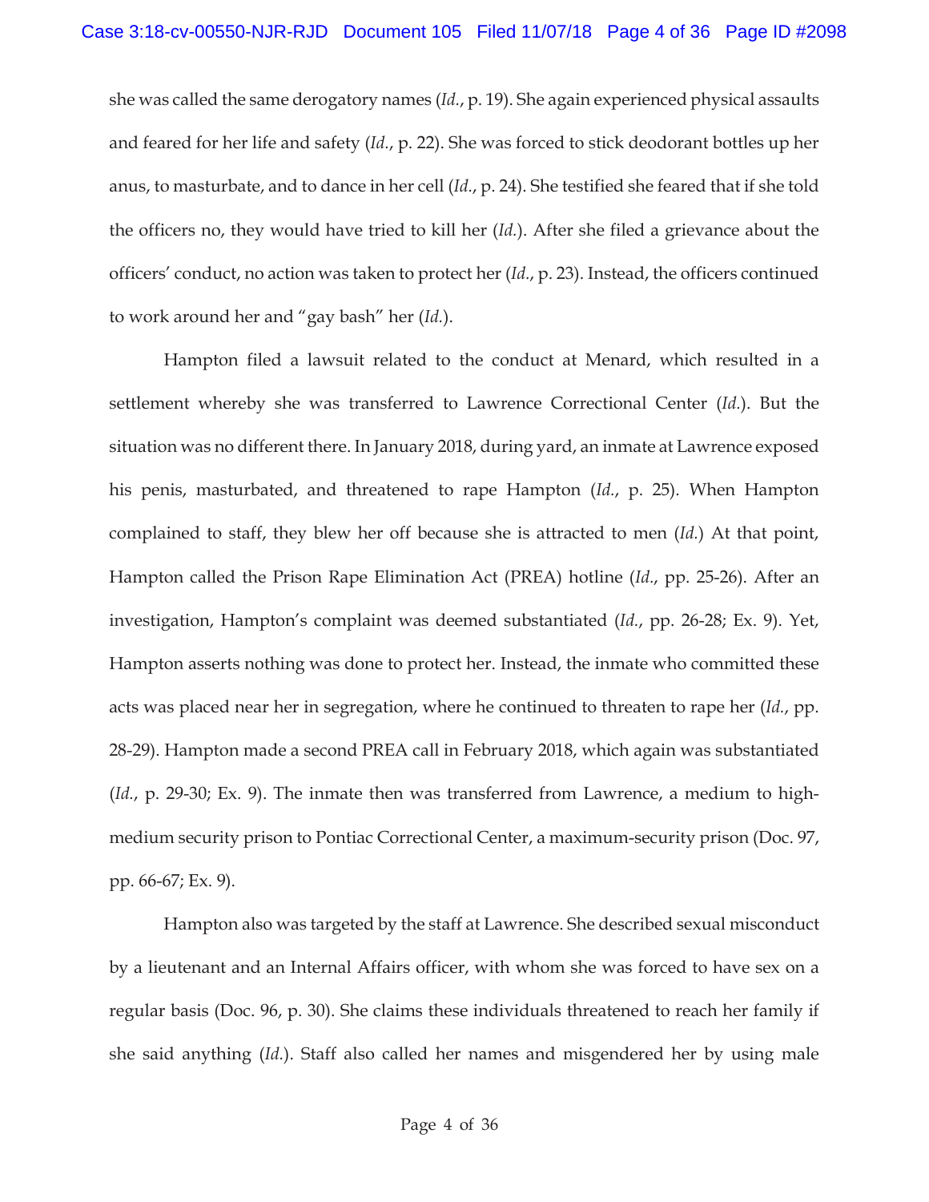she was called the same derogatory names (*Id.*, p. 19). She again experienced physical assaults and feared for her life and safety (*Id.*, p. 22). She was forced to stick deodorant bottles up her anus, to masturbate, and to dance in her cell (*Id.*, p. 24). She testified she feared that if she told the officers no, they would have tried to kill her (*Id.*). After she filed a grievance about the officers' conduct, no action was taken to protect her (*Id.*, p. 23). Instead, the officers continued to work around her and "gay bash" her (*Id.*).

Hampton filed a lawsuit related to the conduct at Menard, which resulted in a settlement whereby she was transferred to Lawrence Correctional Center (*Id.*). But the situation was no different there. In January 2018, during yard, an inmate at Lawrence exposed his penis, masturbated, and threatened to rape Hampton (*Id.*, p. 25). When Hampton complained to staff, they blew her off because she is attracted to men (*Id.*) At that point, Hampton called the Prison Rape Elimination Act (PREA) hotline (*Id.*, pp. 25-26). After an investigation, Hampton's complaint was deemed substantiated (*Id.*, pp. 26-28; Ex. 9). Yet, Hampton asserts nothing was done to protect her. Instead, the inmate who committed these acts was placed near her in segregation, where he continued to threaten to rape her (*Id.*, pp. 28-29). Hampton made a second PREA call in February 2018, which again was substantiated (*Id.*, p. 29-30; Ex. 9). The inmate then was transferred from Lawrence, a medium to high-medium security prison to Pontiac Correctional Center, a maximum-security prison (Doc. 97, pp. 66-67; Ex. 9).

Hampton also was targeted by the staff at Lawrence. She described sexual misconduct by a lieutenant and an Internal Affairs officer, with whom she was forced to have sex on a regular basis (Doc. 96, p. 30). She claims these individuals threatened to reach her family if she said anything (*Id.*). Staff also called her names and misgendered her by using male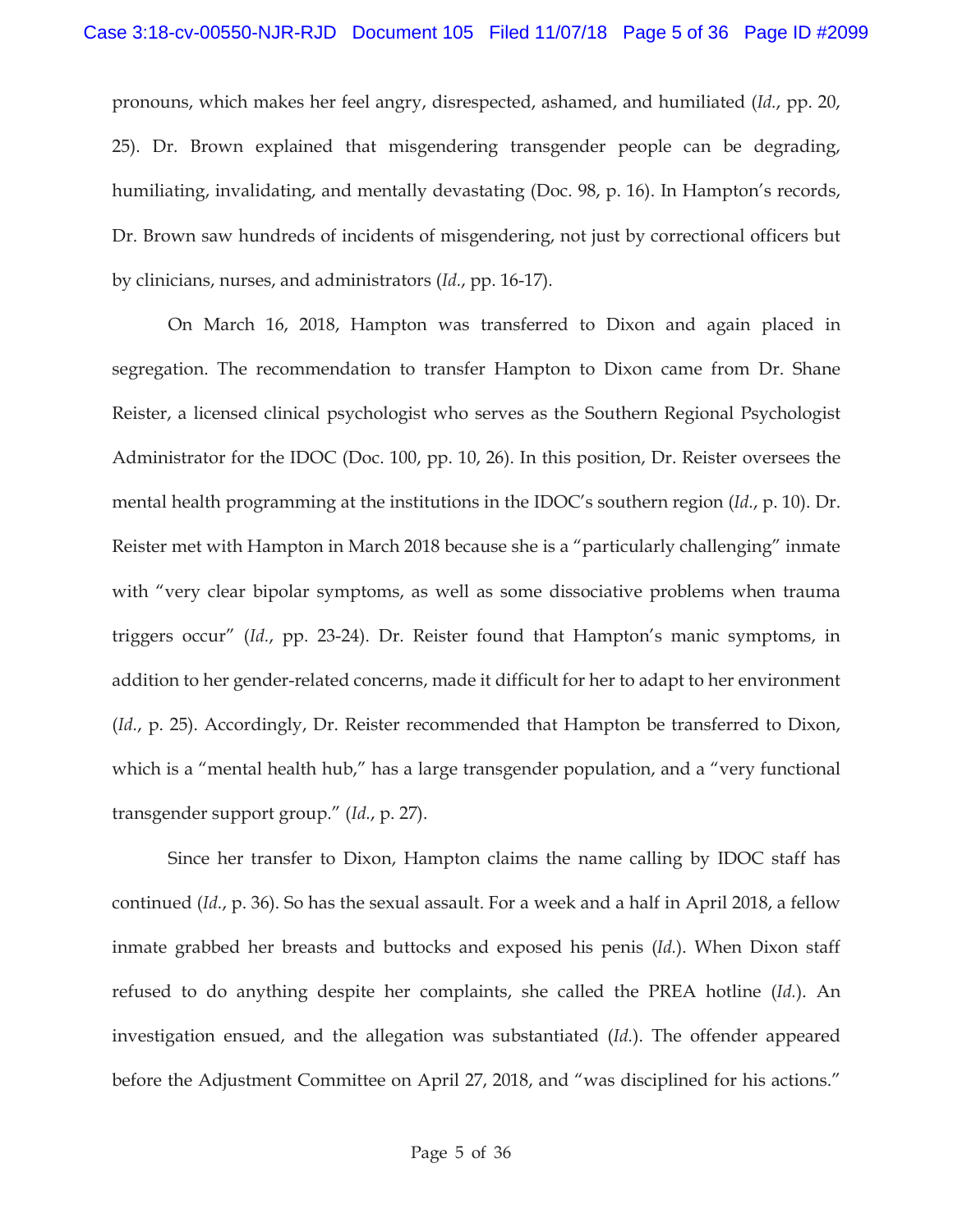pronouns, which makes her feel angry, disrespected, ashamed, and humiliated (*Id.*, pp. 20, 25). Dr. Brown explained that misgendering transgender people can be degrading, humiliating, invalidating, and mentally devastating (Doc. 98, p. 16). In Hampton's records, Dr. Brown saw hundreds of incidents of misgendering, not just by correctional officers but by clinicians, nurses, and administrators (*Id.*, pp. 16-17).

On March 16, 2018, Hampton was transferred to Dixon and again placed in segregation. The recommendation to transfer Hampton to Dixon came from Dr. Shane Reister, a licensed clinical psychologist who serves as the Southern Regional Psychologist Administrator for the IDOC (Doc. 100, pp. 10, 26). In this position, Dr. Reister oversees the mental health programming at the institutions in the IDOC's southern region (*Id.*, p. 10). Dr. Reister met with Hampton in March 2018 because she is a "particularly challenging" inmate with "very clear bipolar symptoms, as well as some dissociative problems when trauma triggers occur" (*Id.*, pp. 23-24). Dr. Reister found that Hampton's manic symptoms, in addition to her gender-related concerns, made it difficult for her to adapt to her environment (*Id.*, p. 25). Accordingly, Dr. Reister recommended that Hampton be transferred to Dixon, which is a "mental health hub," has a large transgender population, and a "very functional transgender support group." (*Id.*, p. 27).

Since her transfer to Dixon, Hampton claims the name calling by IDOC staff has continued (*Id.*, p. 36). So has the sexual assault. For a week and a half in April 2018, a fellow inmate grabbed her breasts and buttocks and exposed his penis (*Id.*). When Dixon staff refused to do anything despite her complaints, she called the PREA hotline (*Id.*). An investigation ensued, and the allegation was substantiated (*Id.*). The offender appeared before the Adjustment Committee on April 27, 2018, and "was disciplined for his actions."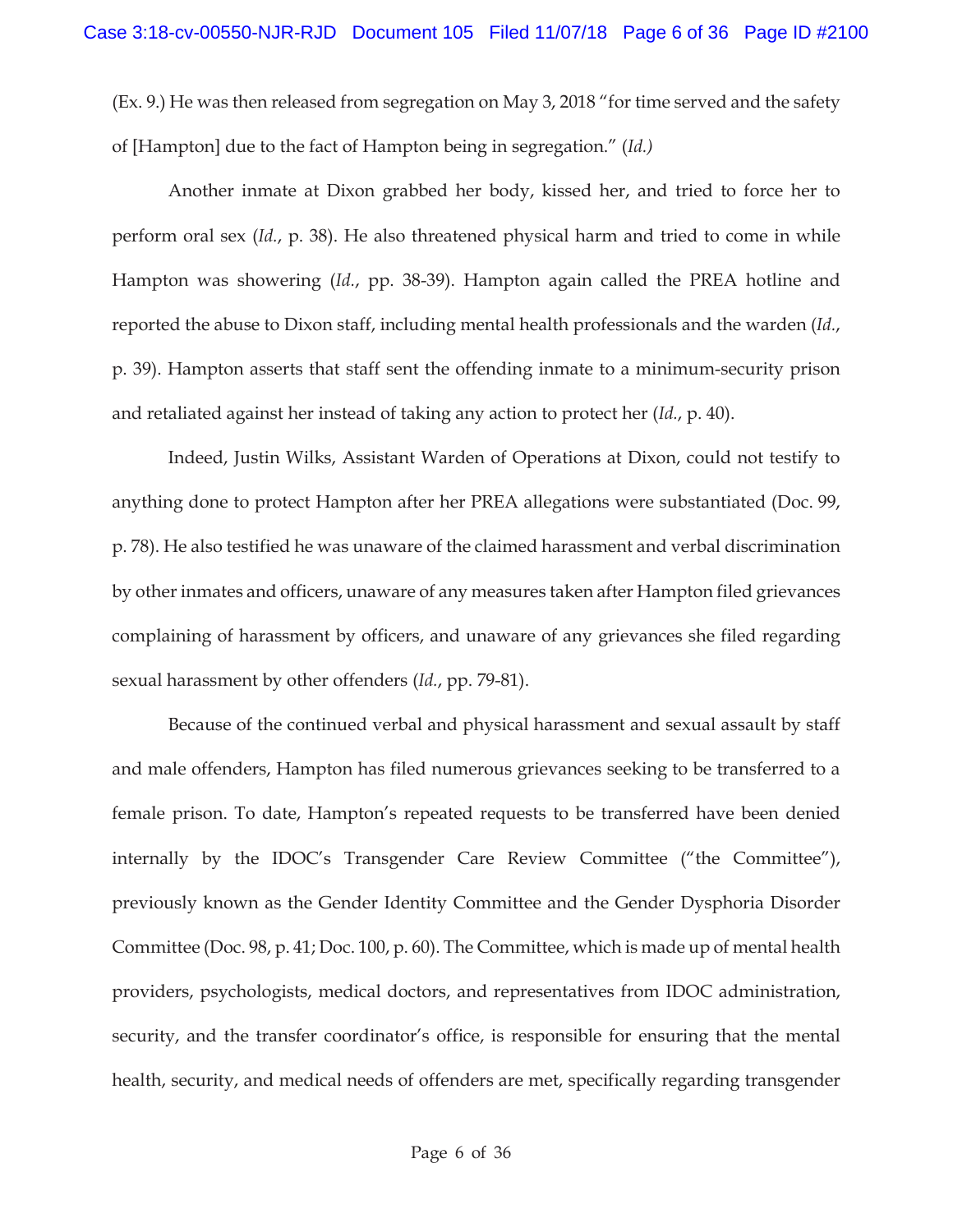(Ex. 9.) He was then released from segregation on May 3, 2018 "for time served and the safety of [Hampton] due to the fact of Hampton being in segregation." (*Id.*)

Another inmate at Dixon grabbed her body, kissed her, and tried to force her to perform oral sex (*Id.*, p. 38). He also threatened physical harm and tried to come in while Hampton was showering (*Id.*, pp. 38-39). Hampton again called the PREA hotline and reported the abuse to Dixon staff, including mental health professionals and the warden (*Id.*, p. 39). Hampton asserts that staff sent the offending inmate to a minimum-security prison and retaliated against her instead of taking any action to protect her (*Id.*, p. 40).

Indeed, Justin Wilks, Assistant Warden of Operations at Dixon, could not testify to anything done to protect Hampton after her PREA allegations were substantiated (Doc. 99, p. 78). He also testified he was unaware of the claimed harassment and verbal discrimination by other inmates and officers, unaware of any measures taken after Hampton filed grievances complaining of harassment by officers, and unaware of any grievances she filed regarding sexual harassment by other offenders (*Id.*, pp. 79-81).

Because of the continued verbal and physical harassment and sexual assault by staff and male offenders, Hampton has filed numerous grievances seeking to be transferred to a female prison. To date, Hampton's repeated requests to be transferred have been denied internally by the IDOC's Transgender Care Review Committee ("the Committee"), previously known as the Gender Identity Committee and the Gender Dysphoria Disorder Committee (Doc. 98, p. 41; Doc. 100, p. 60). The Committee, which is made up of mental health providers, psychologists, medical doctors, and representatives from IDOC administration, security, and the transfer coordinator's office, is responsible for ensuring that the mental health, security, and medical needs of offenders are met, specifically regarding transgender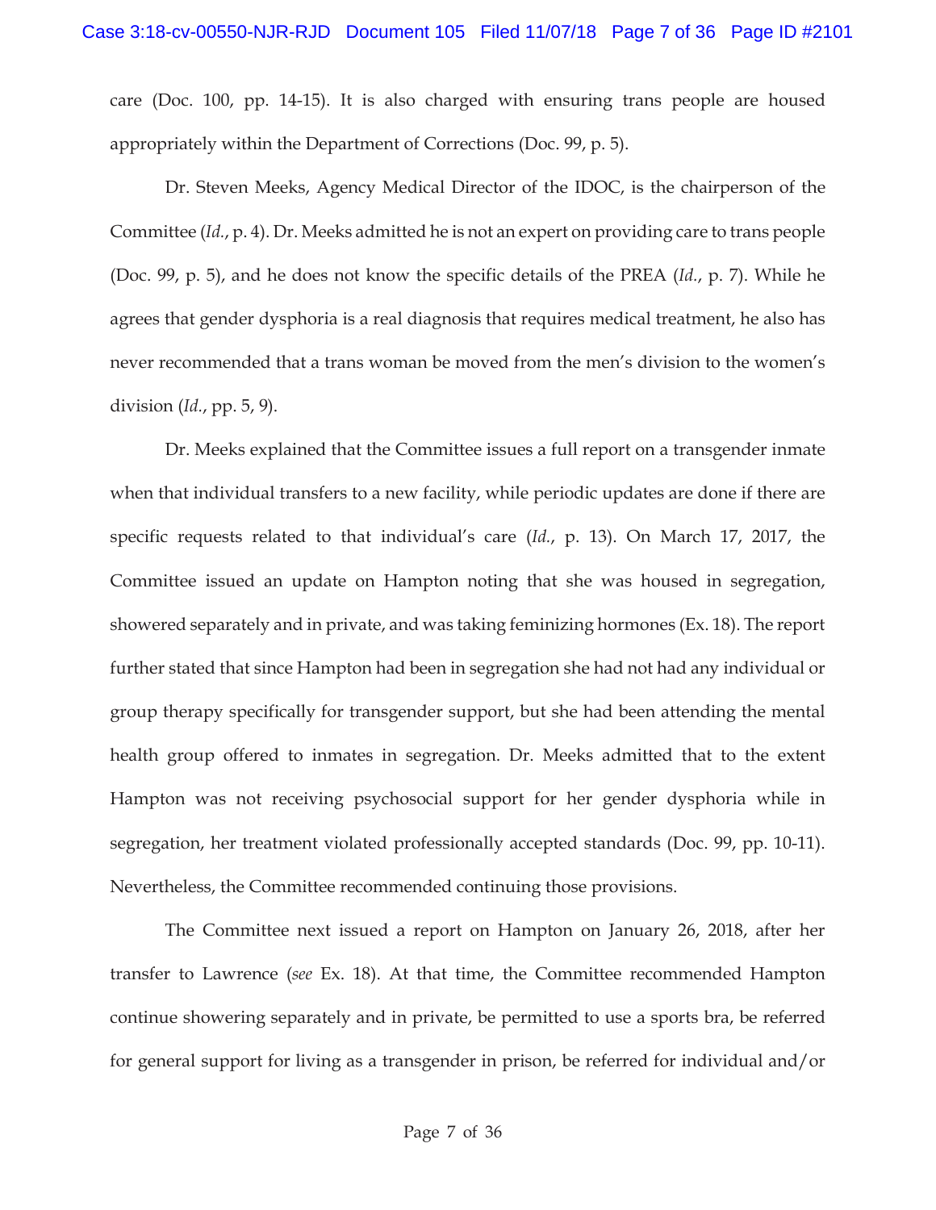care (Doc. 100, pp. 14-15). It is also charged with ensuring trans people are housed appropriately within the Department of Corrections (Doc. 99, p. 5).

Dr. Steven Meeks, Agency Medical Director of the IDOC, is the chairperson of the Committee (*Id.*, p. 4). Dr. Meeks admitted he is not an expert on providing care to trans people (Doc. 99, p. 5), and he does not know the specific details of the PREA (*Id.*, p. 7). While he agrees that gender dysphoria is a real diagnosis that requires medical treatment, he also has never recommended that a trans woman be moved from the men's division to the women's division (*Id.*, pp. 5, 9).

Dr. Meeks explained that the Committee issues a full report on a transgender inmate when that individual transfers to a new facility, while periodic updates are done if there are specific requests related to that individual's care (*Id.*, p. 13). On March 17, 2017, the Committee issued an update on Hampton noting that she was housed in segregation, showered separately and in private, and was taking feminizing hormones (Ex. 18). The report further stated that since Hampton had been in segregation she had not had any individual or group therapy specifically for transgender support, but she had been attending the mental health group offered to inmates in segregation. Dr. Meeks admitted that to the extent Hampton was not receiving psychosocial support for her gender dysphoria while in segregation, her treatment violated professionally accepted standards (Doc. 99, pp. 10-11). Nevertheless, the Committee recommended continuing those provisions.

The Committee next issued a report on Hampton on January 26, 2018, after her transfer to Lawrence (*see* Ex. 18). At that time, the Committee recommended Hampton continue showering separately and in private, be permitted to use a sports bra, be referred for general support for living as a transgender in prison, be referred for individual and/or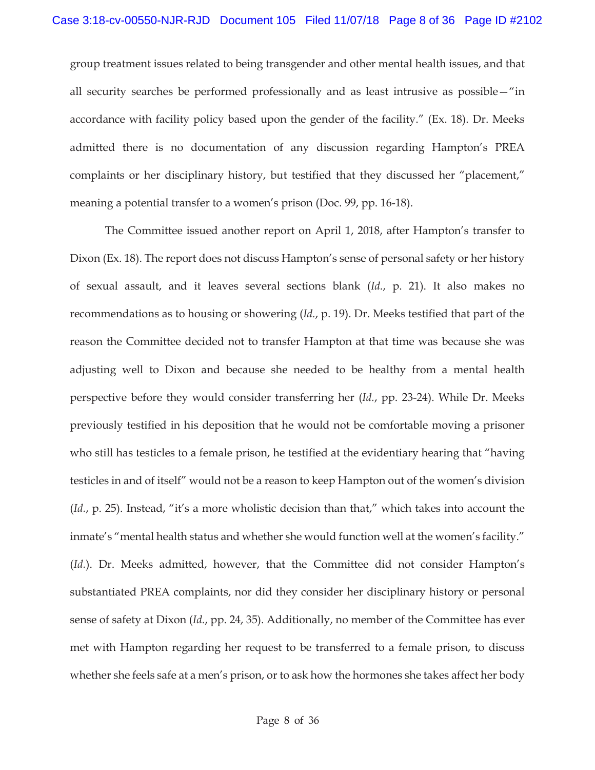group treatment issues related to being transgender and other mental health issues, and that all security searches be performed professionally and as least intrusive as possible—"in accordance with facility policy based upon the gender of the facility." (Ex. 18). Dr. Meeks admitted there is no documentation of any discussion regarding Hampton's PREA complaints or her disciplinary history, but testified that they discussed her "placement," meaning a potential transfer to a women's prison (Doc. 99, pp. 16-18).

The Committee issued another report on April 1, 2018, after Hampton's transfer to Dixon (Ex. 18). The report does not discuss Hampton's sense of personal safety or her history of sexual assault, and it leaves several sections blank (*Id.*, p. 21). It also makes no recommendations as to housing or showering (*Id.*, p. 19). Dr. Meeks testified that part of the reason the Committee decided not to transfer Hampton at that time was because she was adjusting well to Dixon and because she needed to be healthy from a mental health perspective before they would consider transferring her (*Id.*, pp. 23-24). While Dr. Meeks previously testified in his deposition that he would not be comfortable moving a prisoner who still has testicles to a female prison, he testified at the evidentiary hearing that "having testicles in and of itself" would not be a reason to keep Hampton out of the women's division (*Id.*, p. 25). Instead, "it's a more wholistic decision than that," which takes into account the inmate's "mental health status and whether she would function well at the women's facility." (*Id.*). Dr. Meeks admitted, however, that the Committee did not consider Hampton's substantiated PREA complaints, nor did they consider her disciplinary history or personal sense of safety at Dixon (*Id.*, pp. 24, 35). Additionally, no member of the Committee has ever met with Hampton regarding her request to be transferred to a female prison, to discuss whether she feels safe at a men's prison, or to ask how the hormones she takes affect her body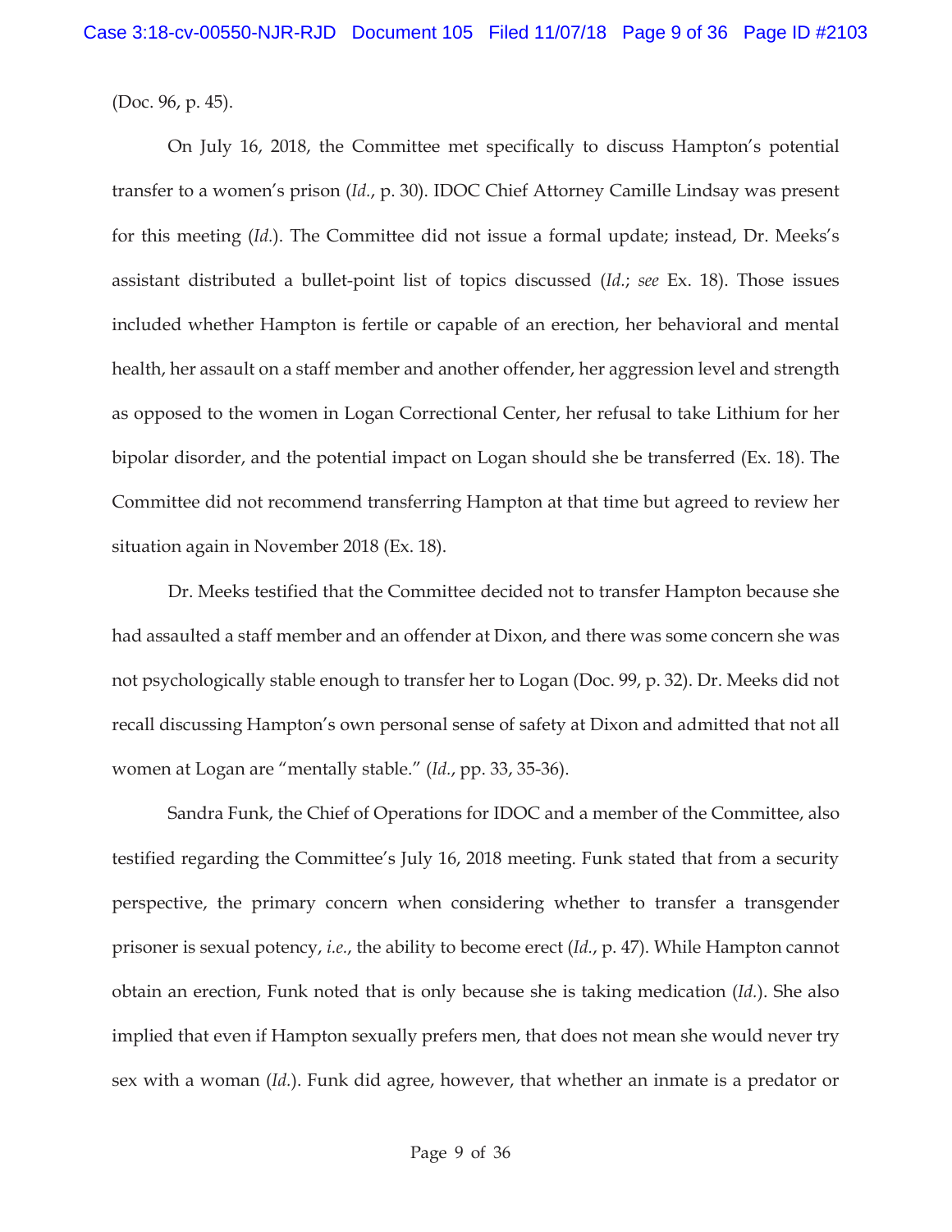(Doc. 96, p. 45).

On July 16, 2018, the Committee met specifically to discuss Hampton's potential transfer to a women's prison (*Id.*, p. 30). IDOC Chief Attorney Camille Lindsay was present for this meeting (*Id.*). The Committee did not issue a formal update; instead, Dr. Meeks's assistant distributed a bullet-point list of topics discussed (*Id.*; *see* Ex. 18). Those issues included whether Hampton is fertile or capable of an erection, her behavioral and mental health, her assault on a staff member and another offender, her aggression level and strength as opposed to the women in Logan Correctional Center, her refusal to take Lithium for her bipolar disorder, and the potential impact on Logan should she be transferred (Ex. 18). The Committee did not recommend transferring Hampton at that time but agreed to review her situation again in November 2018 (Ex. 18).

Dr. Meeks testified that the Committee decided not to transfer Hampton because she had assaulted a staff member and an offender at Dixon, and there was some concern she was not psychologically stable enough to transfer her to Logan (Doc. 99, p. 32). Dr. Meeks did not recall discussing Hampton's own personal sense of safety at Dixon and admitted that not all women at Logan are "mentally stable." (*Id.*, pp. 33, 35-36).

Sandra Funk, the Chief of Operations for IDOC and a member of the Committee, also testified regarding the Committee's July 16, 2018 meeting. Funk stated that from a security perspective, the primary concern when considering whether to transfer a transgender prisoner is sexual potency, *i.e.*, the ability to become erect (*Id.*, p. 47). While Hampton cannot obtain an erection, Funk noted that is only because she is taking medication (*Id.*). She also implied that even if Hampton sexually prefers men, that does not mean she would never try sex with a woman (*Id.*). Funk did agree, however, that whether an inmate is a predator or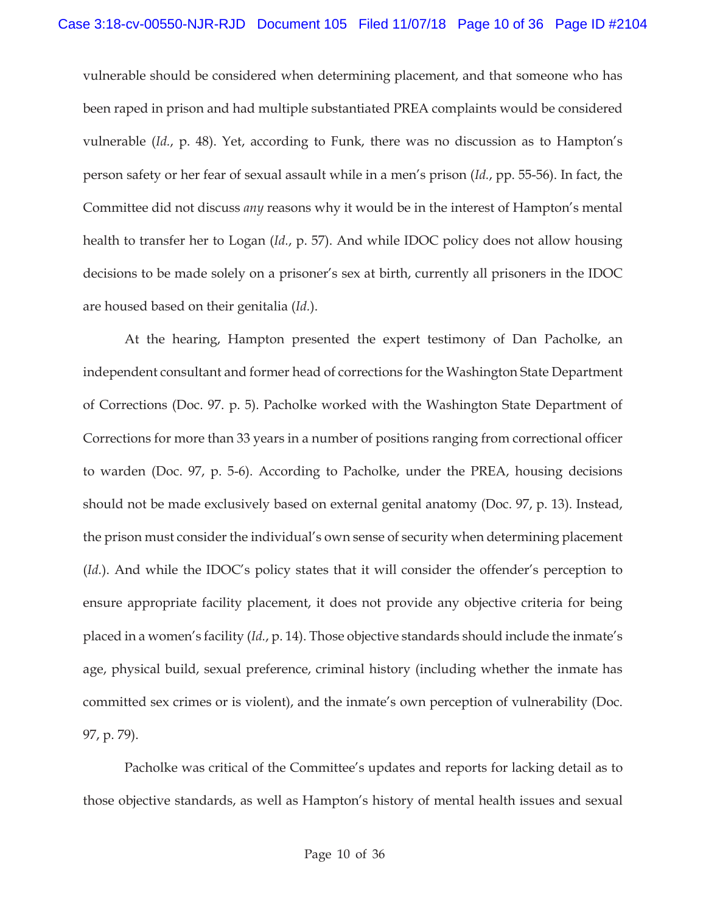vulnerable should be considered when determining placement, and that someone who has been raped in prison and had multiple substantiated PREA complaints would be considered vulnerable (*Id.*, p. 48). Yet, according to Funk, there was no discussion as to Hampton's person safety or her fear of sexual assault while in a men's prison (*Id.*, pp. 55-56). In fact, the Committee did not discuss *any* reasons why it would be in the interest of Hampton's mental health to transfer her to Logan (*Id.*, p. 57). And while IDOC policy does not allow housing decisions to be made solely on a prisoner's sex at birth, currently all prisoners in the IDOC are housed based on their genitalia (*Id.*).

At the hearing, Hampton presented the expert testimony of Dan Pacholke, an independent consultant and former head of corrections for the Washington State Department of Corrections (Doc. 97. p. 5). Pacholke worked with the Washington State Department of Corrections for more than 33 years in a number of positions ranging from correctional officer to warden (Doc. 97, p. 5-6). According to Pacholke, under the PREA, housing decisions should not be made exclusively based on external genital anatomy (Doc. 97, p. 13). Instead, the prison must consider the individual's own sense of security when determining placement (*Id.*). And while the IDOC's policy states that it will consider the offender's perception to ensure appropriate facility placement, it does not provide any objective criteria for being placed in a women's facility (*Id.*, p. 14). Those objective standards should include the inmate's age, physical build, sexual preference, criminal history (including whether the inmate has committed sex crimes or is violent), and the inmate's own perception of vulnerability (Doc. 97, p. 79).

Pacholke was critical of the Committee's updates and reports for lacking detail as to those objective standards, as well as Hampton's history of mental health issues and sexual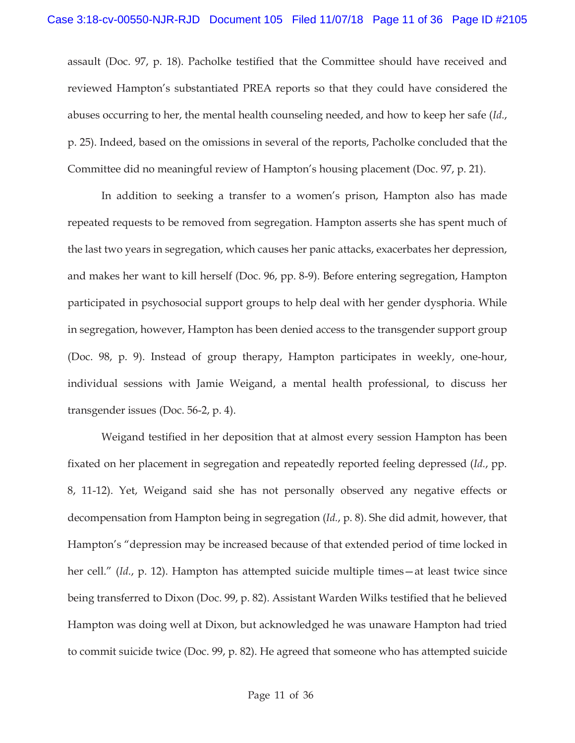assault (Doc. 97, p. 18). Pacholke testified that the Committee should have received and reviewed Hampton's substantiated PREA reports so that they could have considered the abuses occurring to her, the mental health counseling needed, and how to keep her safe (*Id.*, p. 25). Indeed, based on the omissions in several of the reports, Pacholke concluded that the Committee did no meaningful review of Hampton's housing placement (Doc. 97, p. 21).

In addition to seeking a transfer to a women's prison, Hampton also has made repeated requests to be removed from segregation. Hampton asserts she has spent much of the last two years in segregation, which causes her panic attacks, exacerbates her depression, and makes her want to kill herself (Doc. 96, pp. 8-9). Before entering segregation, Hampton participated in psychosocial support groups to help deal with her gender dysphoria. While in segregation, however, Hampton has been denied access to the transgender support group (Doc. 98, p. 9). Instead of group therapy, Hampton participates in weekly, one-hour, individual sessions with Jamie Weigand, a mental health professional, to discuss her transgender issues (Doc. 56-2, p. 4).

Weigand testified in her deposition that at almost every session Hampton has been fixated on her placement in segregation and repeatedly reported feeling depressed (*Id.*, pp. 8, 11-12). Yet, Weigand said she has not personally observed any negative effects or decompensation from Hampton being in segregation (*Id.*, p. 8). She did admit, however, that Hampton's "depression may be increased because of that extended period of time locked in her cell." (*Id.*, p. 12). Hampton has attempted suicide multiple times—at least twice since being transferred to Dixon (Doc. 99, p. 82). Assistant Warden Wilks testified that he believed Hampton was doing well at Dixon, but acknowledged he was unaware Hampton had tried to commit suicide twice (Doc. 99, p. 82). He agreed that someone who has attempted suicide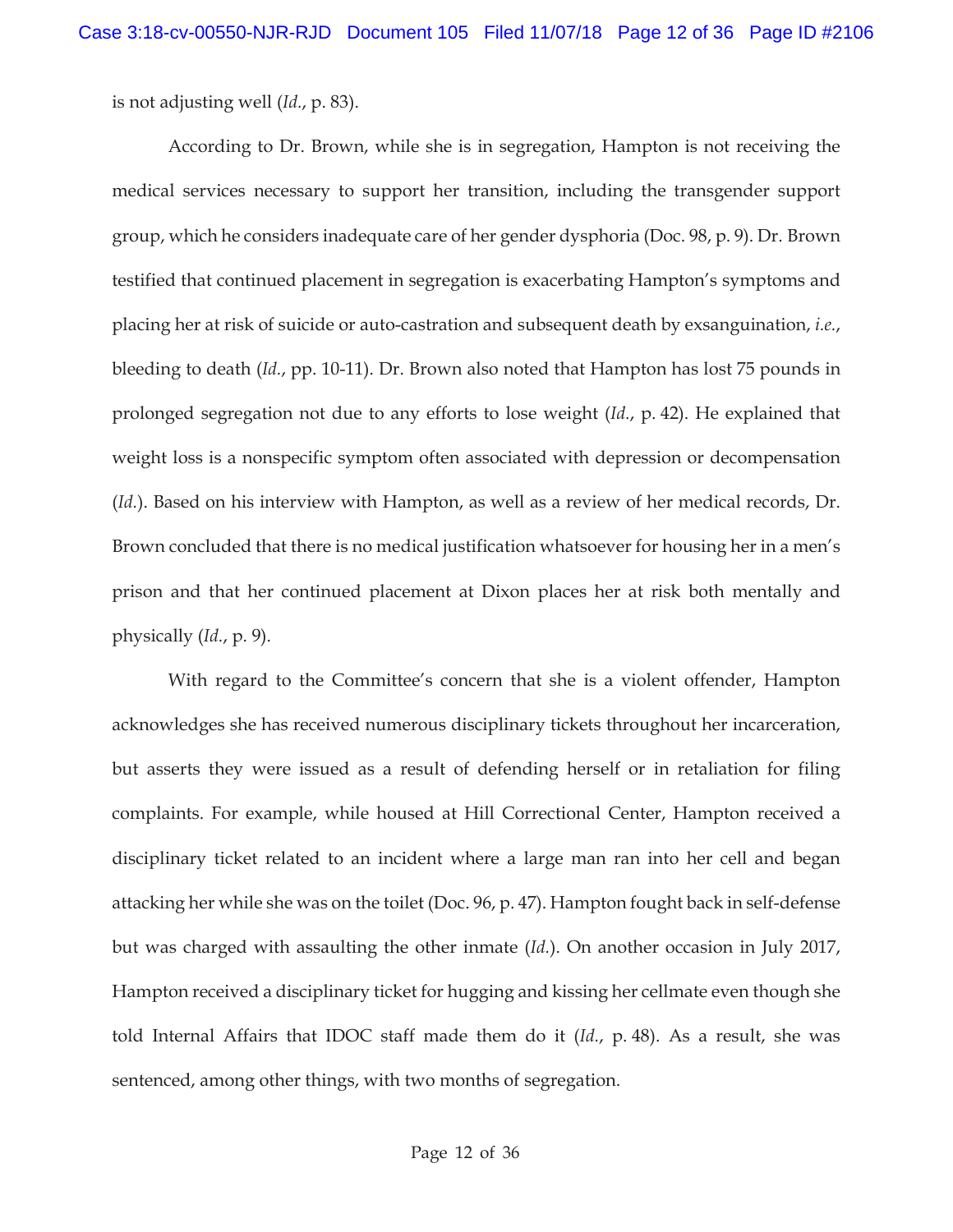is not adjusting well (*Id.*, p. 83).

According to Dr. Brown, while she is in segregation, Hampton is not receiving the medical services necessary to support her transition, including the transgender support group, which he considers inadequate care of her gender dysphoria (Doc. 98, p. 9). Dr. Brown testified that continued placement in segregation is exacerbating Hampton's symptoms and placing her at risk of suicide or auto-castration and subsequent death by exsanguination, *i.e.*, bleeding to death (*Id.*, pp. 10-11). Dr. Brown also noted that Hampton has lost 75 pounds in prolonged segregation not due to any efforts to lose weight (*Id.*, p. 42). He explained that weight loss is a nonspecific symptom often associated with depression or decompensation (*Id.*). Based on his interview with Hampton, as well as a review of her medical records, Dr. Brown concluded that there is no medical justification whatsoever for housing her in a men's prison and that her continued placement at Dixon places her at risk both mentally and physically (*Id.*, p. 9).

With regard to the Committee's concern that she is a violent offender, Hampton acknowledges she has received numerous disciplinary tickets throughout her incarceration, but asserts they were issued as a result of defending herself or in retaliation for filing complaints. For example, while housed at Hill Correctional Center, Hampton received a disciplinary ticket related to an incident where a large man ran into her cell and began attacking her while she was on the toilet (Doc. 96, p. 47). Hampton fought back in self-defense but was charged with assaulting the other inmate (*Id.*). On another occasion in July 2017, Hampton received a disciplinary ticket for hugging and kissing her cellmate even though she told Internal Affairs that IDOC staff made them do it (*Id.*, p. 48). As a result, she was sentenced, among other things, with two months of segregation.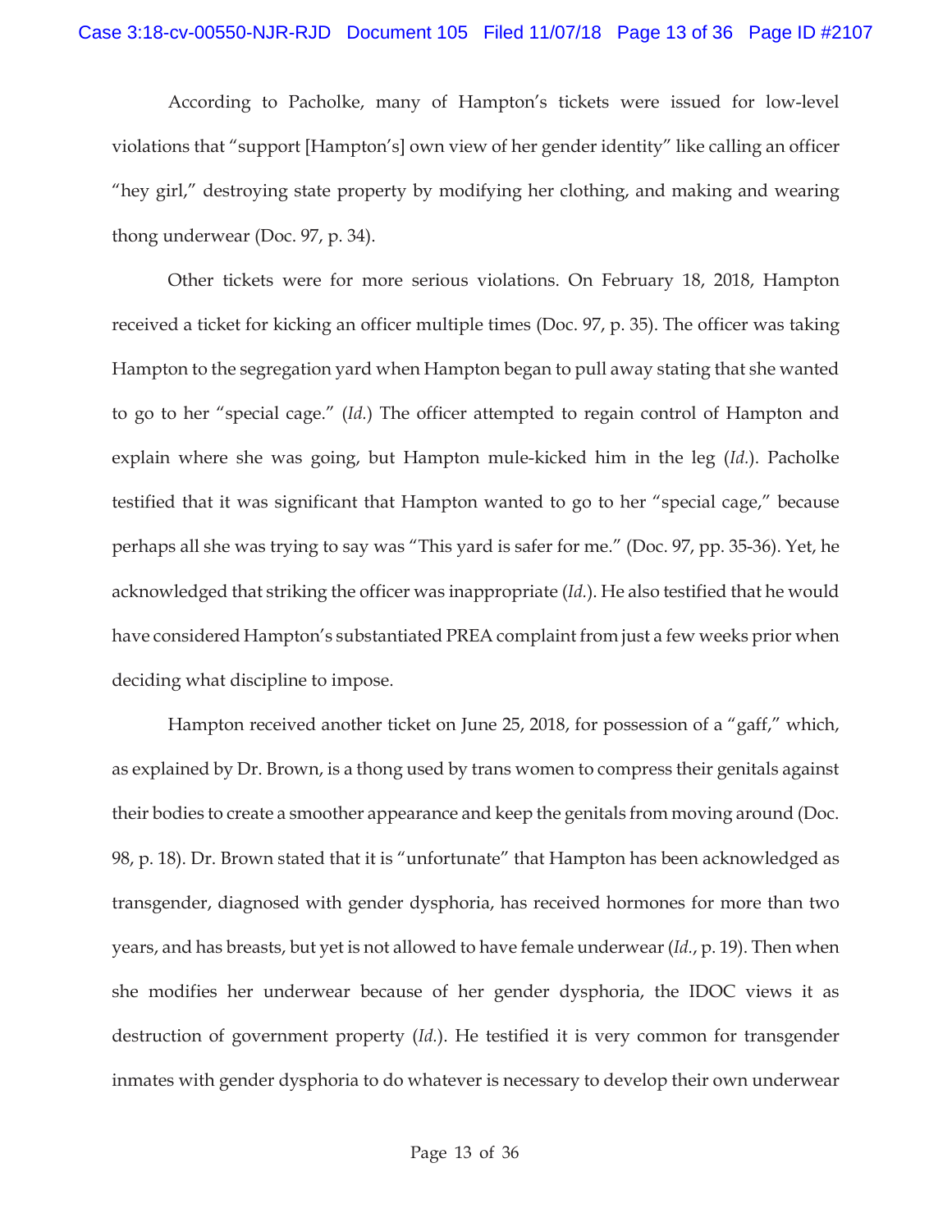According to Pacholke, many of Hampton's tickets were issued for low-level violations that "support [Hampton's] own view of her gender identity" like calling an officer "hey girl," destroying state property by modifying her clothing, and making and wearing thong underwear (Doc. 97, p. 34).

Other tickets were for more serious violations. On February 18, 2018, Hampton received a ticket for kicking an officer multiple times (Doc. 97, p. 35). The officer was taking Hampton to the segregation yard when Hampton began to pull away stating that she wanted to go to her "special cage." (*Id.*) The officer attempted to regain control of Hampton and explain where she was going, but Hampton mule-kicked him in the leg (*Id.*). Pacholke testified that it was significant that Hampton wanted to go to her "special cage," because perhaps all she was trying to say was "This yard is safer for me." (Doc. 97, pp. 35-36). Yet, he acknowledged that striking the officer was inappropriate (*Id.*). He also testified that he would have considered Hampton's substantiated PREA complaint from just a few weeks prior when deciding what discipline to impose.

Hampton received another ticket on June 25, 2018, for possession of a "gaff," which, as explained by Dr. Brown, is a thong used by trans women to compress their genitals against their bodies to create a smoother appearance and keep the genitals from moving around (Doc. 98, p. 18). Dr. Brown stated that it is "unfortunate" that Hampton has been acknowledged as transgender, diagnosed with gender dysphoria, has received hormones for more than two years, and has breasts, but yet is not allowed to have female underwear (*Id.*, p. 19). Then when she modifies her underwear because of her gender dysphoria, the IDOC views it as destruction of government property (*Id.*). He testified it is very common for transgender inmates with gender dysphoria to do whatever is necessary to develop their own underwear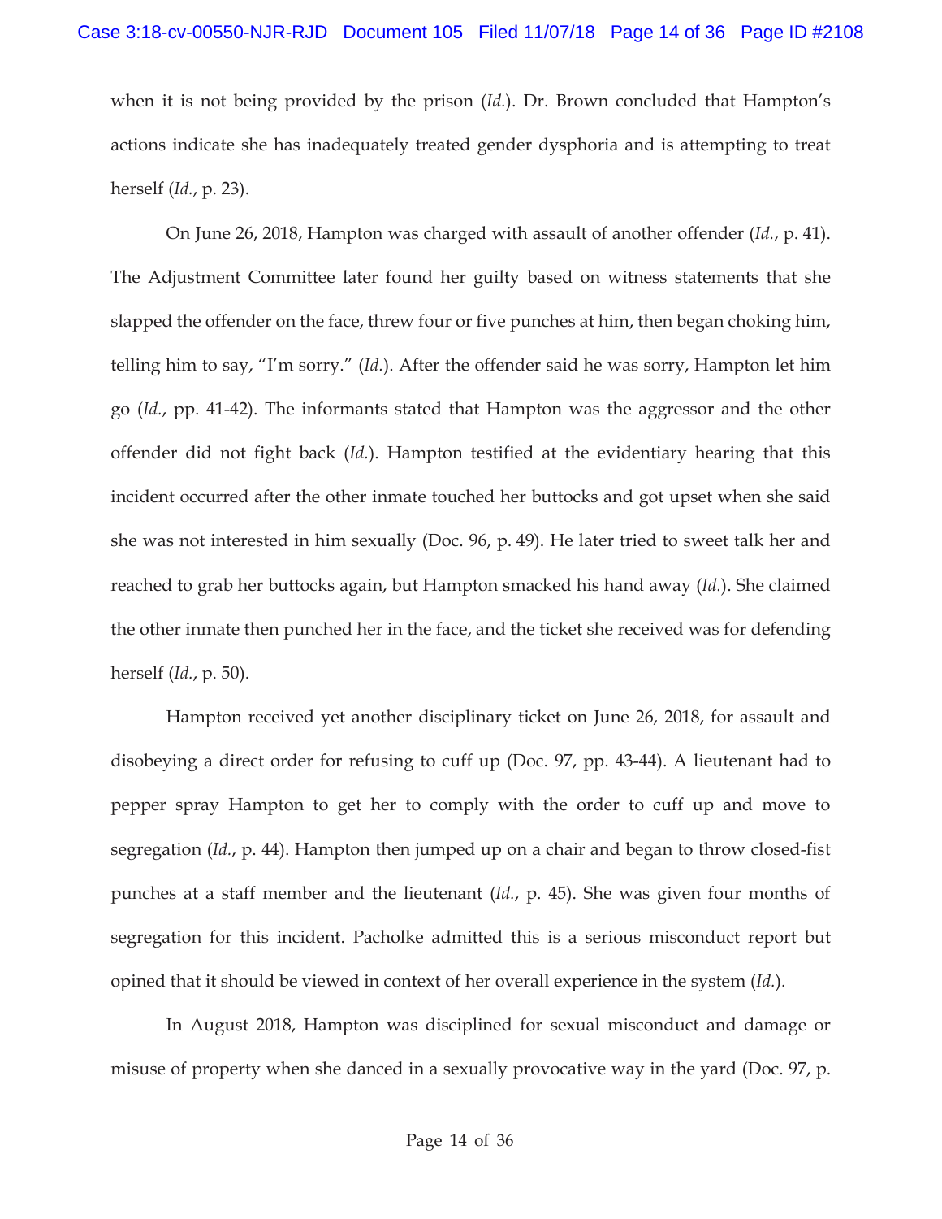when it is not being provided by the prison (*Id.*). Dr. Brown concluded that Hampton's actions indicate she has inadequately treated gender dysphoria and is attempting to treat herself (*Id.*, p. 23).

On June 26, 2018, Hampton was charged with assault of another offender (*Id.*, p. 41). The Adjustment Committee later found her guilty based on witness statements that she slapped the offender on the face, threw four or five punches at him, then began choking him, telling him to say, "I'm sorry." (*Id.*). After the offender said he was sorry, Hampton let him go (*Id.*, pp. 41-42). The informants stated that Hampton was the aggressor and the other offender did not fight back (*Id.*). Hampton testified at the evidentiary hearing that this incident occurred after the other inmate touched her buttocks and got upset when she said she was not interested in him sexually (Doc. 96, p. 49). He later tried to sweet talk her and reached to grab her buttocks again, but Hampton smacked his hand away (*Id.*). She claimed the other inmate then punched her in the face, and the ticket she received was for defending herself (*Id.*, p. 50).

Hampton received yet another disciplinary ticket on June 26, 2018, for assault and disobeying a direct order for refusing to cuff up (Doc. 97, pp. 43-44). A lieutenant had to pepper spray Hampton to get her to comply with the order to cuff up and move to segregation (*Id.*, p. 44). Hampton then jumped up on a chair and began to throw closed-fist punches at a staff member and the lieutenant (*Id.*, p. 45). She was given four months of segregation for this incident. Pacholke admitted this is a serious misconduct report but opined that it should be viewed in context of her overall experience in the system (*Id.*).

In August 2018, Hampton was disciplined for sexual misconduct and damage or misuse of property when she danced in a sexually provocative way in the yard (Doc. 97, p.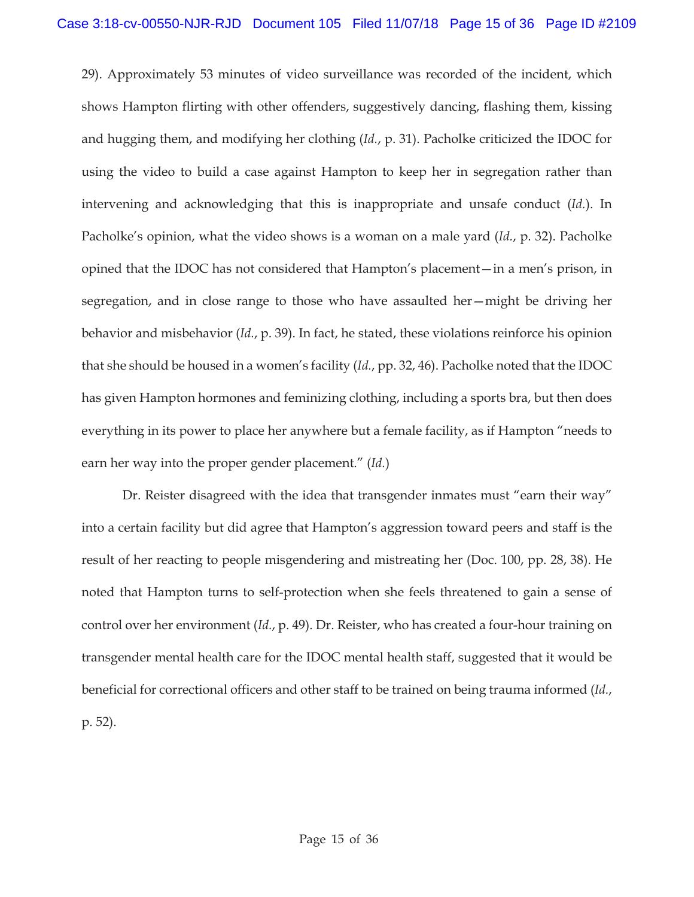29). Approximately 53 minutes of video surveillance was recorded of the incident, which shows Hampton flirting with other offenders, suggestively dancing, flashing them, kissing and hugging them, and modifying her clothing (*Id.*, p. 31). Pacholke criticized the IDOC for using the video to build a case against Hampton to keep her in segregation rather than intervening and acknowledging that this is inappropriate and unsafe conduct (*Id.*). In Pacholke's opinion, what the video shows is a woman on a male yard (*Id.*, p. 32). Pacholke opined that the IDOC has not considered that Hampton's placement—in a men's prison, in segregation, and in close range to those who have assaulted her—might be driving her behavior and misbehavior (*Id.*, p. 39). In fact, he stated, these violations reinforce his opinion that she should be housed in a women's facility (*Id.*, pp. 32, 46). Pacholke noted that the IDOC has given Hampton hormones and feminizing clothing, including a sports bra, but then does everything in its power to place her anywhere but a female facility, as if Hampton "needs to earn her way into the proper gender placement." (*Id.*)

Dr. Reister disagreed with the idea that transgender inmates must "earn their way" into a certain facility but did agree that Hampton's aggression toward peers and staff is the result of her reacting to people misgendering and mistreating her (Doc. 100, pp. 28, 38). He noted that Hampton turns to self-protection when she feels threatened to gain a sense of control over her environment (*Id.*, p. 49). Dr. Reister, who has created a four-hour training on transgender mental health care for the IDOC mental health staff, suggested that it would be beneficial for correctional officers and other staff to be trained on being trauma informed (*Id.*, p. 52).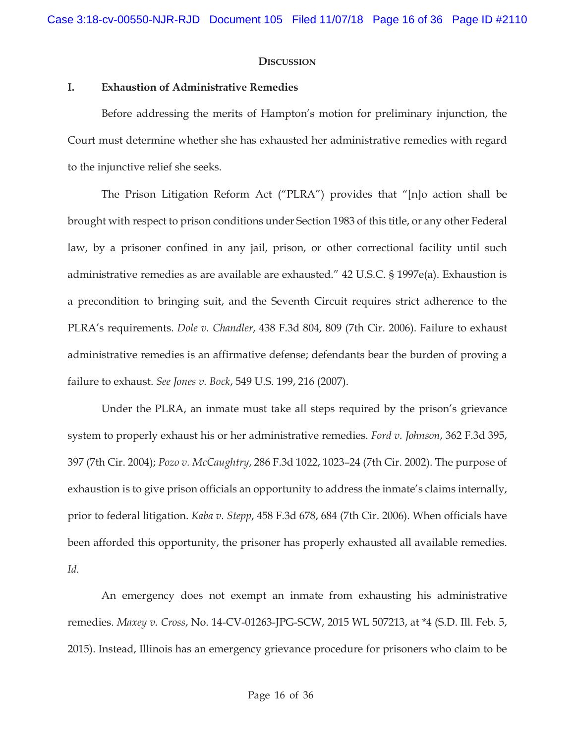## DISCUSSION

### I. Exhaustion of Administrative Remedies

Before addressing the merits of Hampton's motion for preliminary injunction, the Court must determine whether she has exhausted her administrative remedies with regard to the injunctive relief she seeks.

The Prison Litigation Reform Act ("PLRA") provides that "[n]o action shall be brought with respect to prison conditions under Section 1983 of this title, or any other Federal law, by a prisoner confined in any jail, prison, or other correctional facility until such administrative remedies as are available are exhausted." 42 U.S.C. § 1997e(a). Exhaustion is a precondition to bringing suit, and the Seventh Circuit requires strict adherence to the PLRA's requirements. *Dole v. Chandler*, 438 F.3d 804, 809 (7th Cir. 2006). Failure to exhaust administrative remedies is an affirmative defense; defendants bear the burden of proving a failure to exhaust. *See Jones v. Bock*, 549 U.S. 199, 216 (2007).

Under the PLRA, an inmate must take all steps required by the prison's grievance system to properly exhaust his or her administrative remedies. *Ford v. Johnson*, 362 F.3d 395, 397 (7th Cir. 2004); *Pozo v. McCaughtry*, 286 F.3d 1022, 1023–24 (7th Cir. 2002). The purpose of exhaustion is to give prison officials an opportunity to address the inmate's claims internally, prior to federal litigation. *Kaba v. Stepp*, 458 F.3d 678, 684 (7th Cir. 2006). When officials have been afforded this opportunity, the prisoner has properly exhausted all available remedies. *Id.*

An emergency does not exempt an inmate from exhausting his administrative remedies. *Maxey v. Cross*, No. 14-CV-01263-JPG-SCW, 2015 WL 507213, at *4 (S.D. Ill. Feb. 5, 2015). Instead, Illinois has an emergency grievance procedure for prisoners who claim to be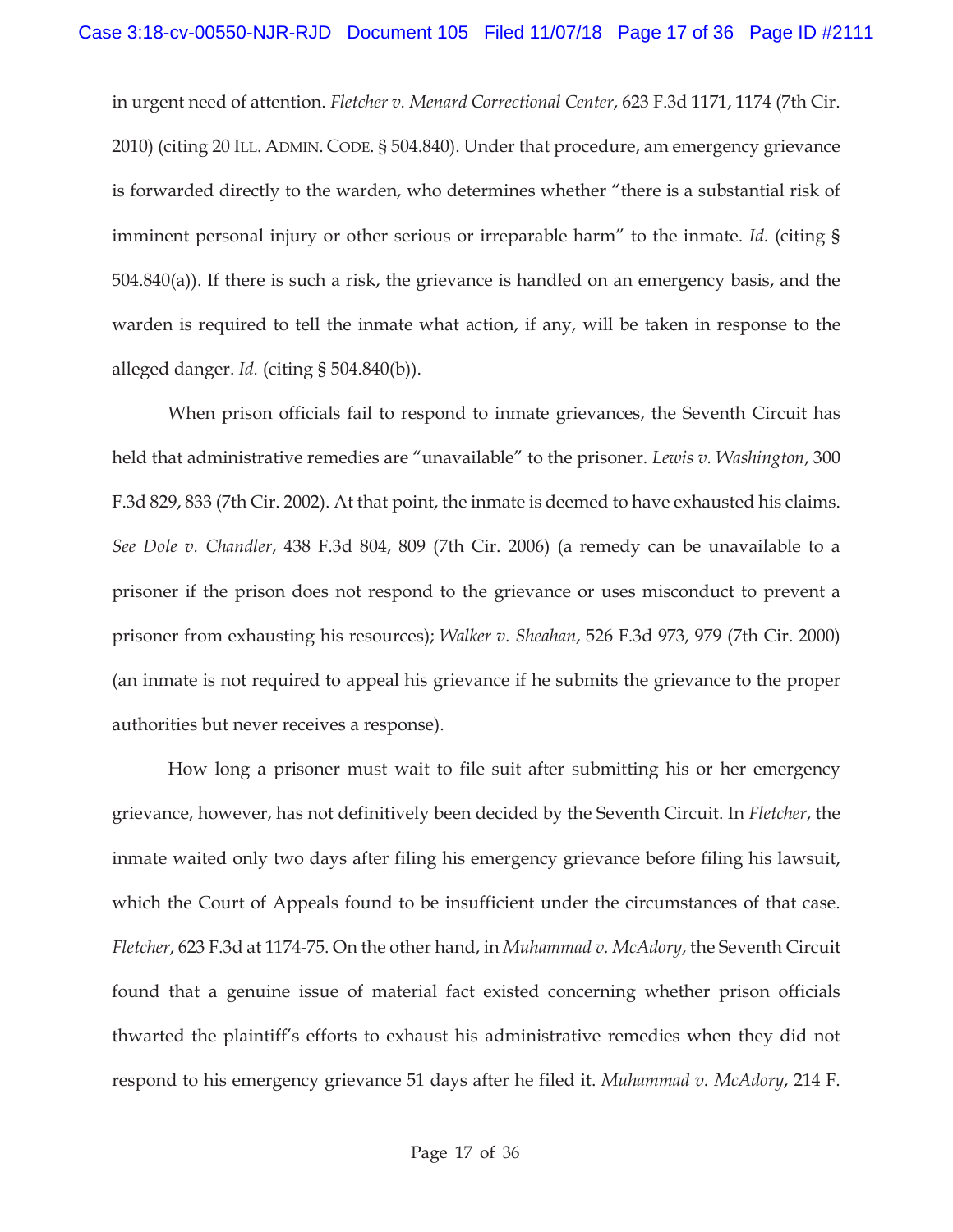in urgent need of attention. *Fletcher v. Menard Correctional Center*, 623 F.3d 1171, 1174 (7th Cir. 2010) (citing 20 ILL. ADMIN. CODE. § 504.840). Under that procedure, am emergency grievance is forwarded directly to the warden, who determines whether "there is a substantial risk of imminent personal injury or other serious or irreparable harm" to the inmate. *Id.* (citing § 504.840(a)). If there is such a risk, the grievance is handled on an emergency basis, and the warden is required to tell the inmate what action, if any, will be taken in response to the alleged danger. *Id.* (citing § 504.840(b)).

When prison officials fail to respond to inmate grievances, the Seventh Circuit has held that administrative remedies are "unavailable" to the prisoner. *Lewis v. Washington*, 300 F.3d 829, 833 (7th Cir. 2002). At that point, the inmate is deemed to have exhausted his claims. *See Dole v. Chandler*, 438 F.3d 804, 809 (7th Cir. 2006) (a remedy can be unavailable to a prisoner if the prison does not respond to the grievance or uses misconduct to prevent a prisoner from exhausting his resources); *Walker v. Sheahan*, 526 F.3d 973, 979 (7th Cir. 2000) (an inmate is not required to appeal his grievance if he submits the grievance to the proper authorities but never receives a response).

How long a prisoner must wait to file suit after submitting his or her emergency grievance, however, has not definitively been decided by the Seventh Circuit. In *Fletcher*, the inmate waited only two days after filing his emergency grievance before filing his lawsuit, which the Court of Appeals found to be insufficient under the circumstances of that case. *Fletcher*, 623 F.3d at 1174-75. On the other hand, in *Muhammad v. McAdory*, the Seventh Circuit found that a genuine issue of material fact existed concerning whether prison officials thwarted the plaintiff's efforts to exhaust his administrative remedies when they did not respond to his emergency grievance 51 days after he filed it. *Muhammad v. McAdory*, 214 F.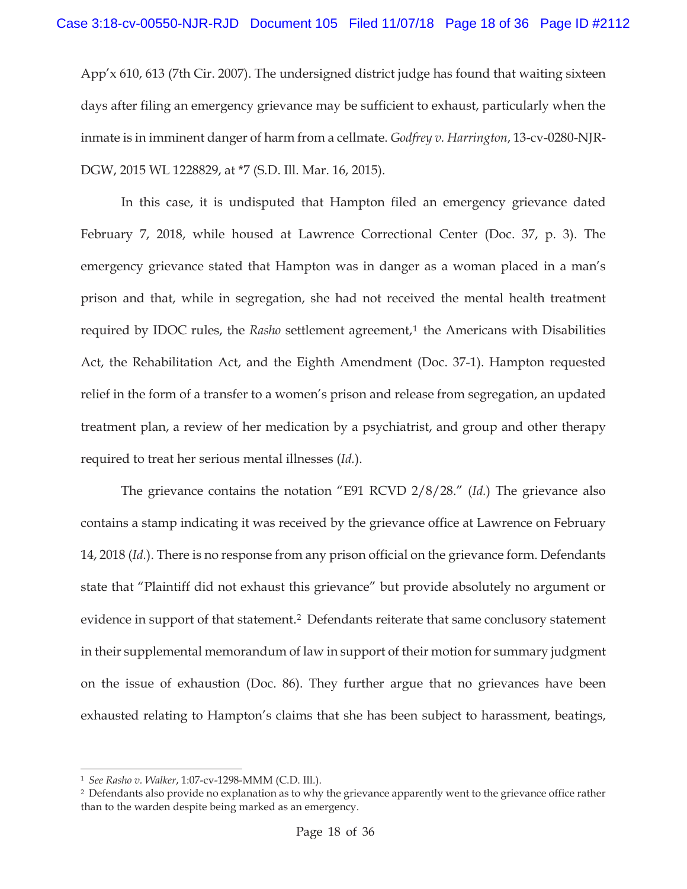App'x 610, 613 (7th Cir. 2007). The undersigned district judge has found that waiting sixteen days after filing an emergency grievance may be sufficient to exhaust, particularly when the inmate is in imminent danger of harm from a cellmate. *Godfrey v. Harrington*, 13-cv-0280-NJR-DGW, 2015 WL 1228829, at *7 (S.D. Ill. Mar. 16, 2015).

In this case, it is undisputed that Hampton filed an emergency grievance dated February 7, 2018, while housed at Lawrence Correctional Center (Doc. 37, p. 3). The emergency grievance stated that Hampton was in danger as a woman placed in a man's prison and that, while in segregation, she had not received the mental health treatment required by IDOC rules, the *Rasho* settlement agreement,[1] the Americans with Disabilities Act, the Rehabilitation Act, and the Eighth Amendment (Doc. 37-1). Hampton requested relief in the form of a transfer to a women's prison and release from segregation, an updated treatment plan, a review of her medication by a psychiatrist, and group and other therapy required to treat her serious mental illnesses (*Id.*).

The grievance contains the notation "E91 RCVD 2/8/28." (*Id.*) The grievance also contains a stamp indicating it was received by the grievance office at Lawrence on February 14, 2018 (*Id.*). There is no response from any prison official on the grievance form. Defendants state that "Plaintiff did not exhaust this grievance" but provide absolutely no argument or evidence in support of that statement.[2] Defendants reiterate that same conclusory statement in their supplemental memorandum of law in support of their motion for summary judgment on the issue of exhaustion (Doc. 86). They further argue that no grievances have been exhausted relating to Hampton's claims that she has been subject to harassment, beatings,

---

[1] *See Rasho v. Walker*, 1:07-cv-1298-MMM (C.D. Ill.).

[2] Defendants also provide no explanation as to why the grievance apparently went to the grievance office rather than to the warden despite being marked as an emergency.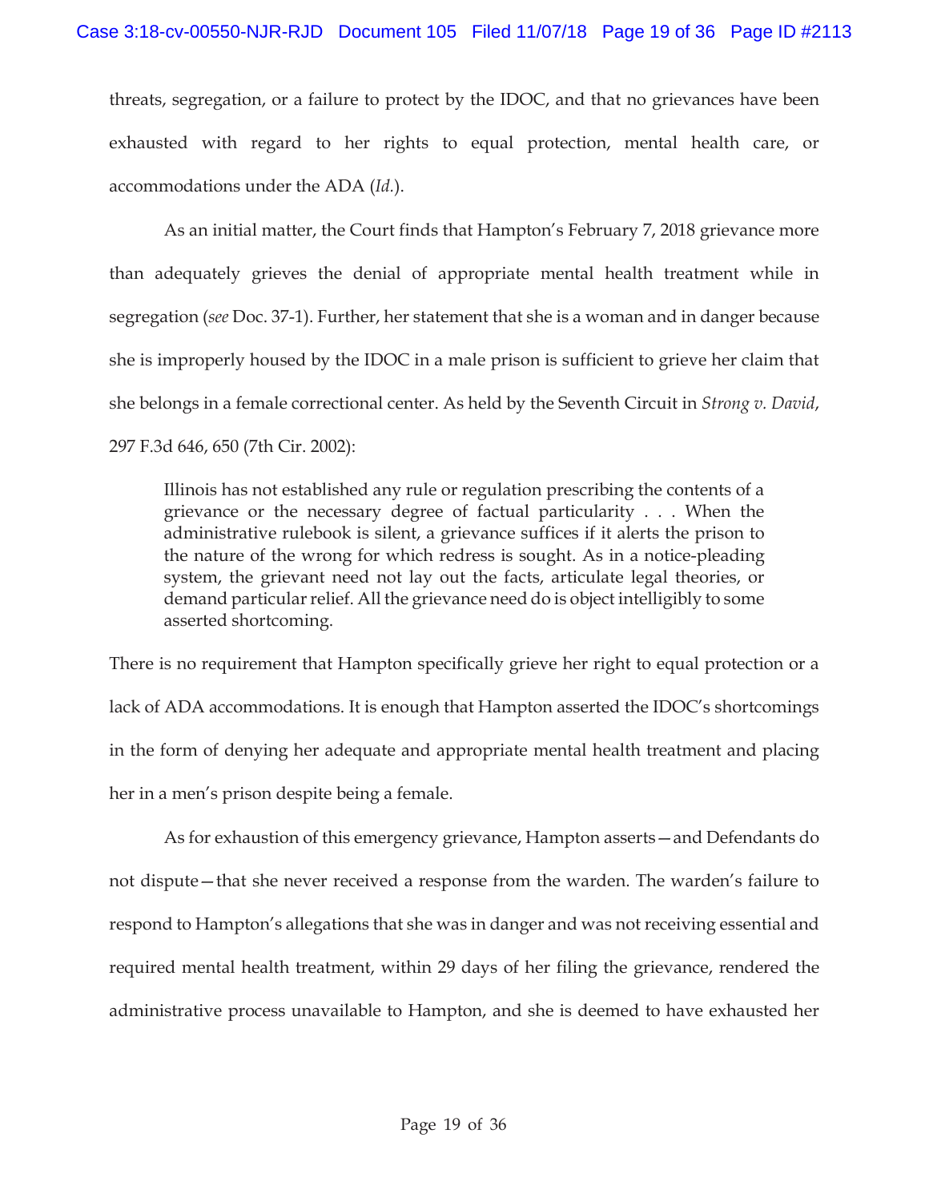threats, segregation, or a failure to protect by the IDOC, and that no grievances have been exhausted with regard to her rights to equal protection, mental health care, or accommodations under the ADA (*Id.*).

As an initial matter, the Court finds that Hampton's February 7, 2018 grievance more than adequately grieves the denial of appropriate mental health treatment while in segregation (*see* Doc. 37-1). Further, her statement that she is a woman and in danger because she is improperly housed by the IDOC in a male prison is sufficient to grieve her claim that she belongs in a female correctional center. As held by the Seventh Circuit in *Strong v. David*, 297 F.3d 646, 650 (7th Cir. 2002):

> Illinois has not established any rule or regulation prescribing the contents of a grievance or the necessary degree of factual particularity . . . When the administrative rulebook is silent, a grievance suffices if it alerts the prison to the nature of the wrong for which redress is sought. As in a notice-pleading system, the grievant need not lay out the facts, articulate legal theories, or demand particular relief. All the grievance need do is object intelligibly to some asserted shortcoming.

There is no requirement that Hampton specifically grieve her right to equal protection or a lack of ADA accommodations. It is enough that Hampton asserted the IDOC's shortcomings in the form of denying her adequate and appropriate mental health treatment and placing her in a men's prison despite being a female.

As for exhaustion of this emergency grievance, Hampton asserts—and Defendants do not dispute—that she never received a response from the warden. The warden's failure to respond to Hampton's allegations that she was in danger and was not receiving essential and required mental health treatment, within 29 days of her filing the grievance, rendered the administrative process unavailable to Hampton, and she is deemed to have exhausted her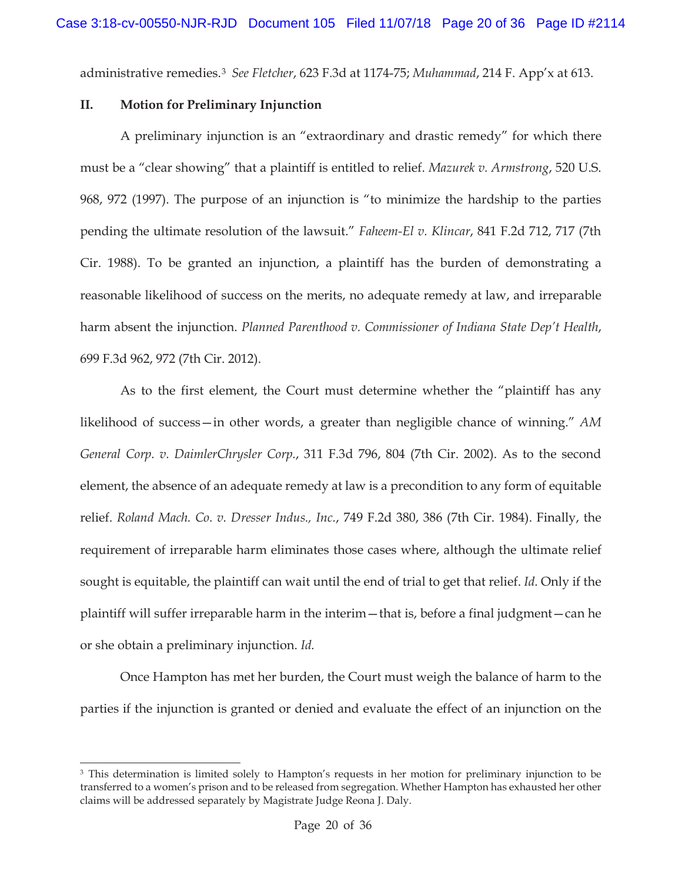administrative remedies.[3] *See Fletcher*, 623 F.3d at 1174-75; *Muhammad*, 214 F. App'x at 613.

## II. Motion for Preliminary Injunction

A preliminary injunction is an "extraordinary and drastic remedy" for which there must be a "clear showing" that a plaintiff is entitled to relief. *Mazurek v. Armstrong*, 520 U.S. 968, 972 (1997). The purpose of an injunction is "to minimize the hardship to the parties pending the ultimate resolution of the lawsuit." *Faheem-El v. Klincar*, 841 F.2d 712, 717 (7th Cir. 1988). To be granted an injunction, a plaintiff has the burden of demonstrating a reasonable likelihood of success on the merits, no adequate remedy at law, and irreparable harm absent the injunction. *Planned Parenthood v. Commissioner of Indiana State Dep't Health*, 699 F.3d 962, 972 (7th Cir. 2012).

As to the first element, the Court must determine whether the "plaintiff has any likelihood of success—in other words, a greater than negligible chance of winning." *AM General Corp. v. DaimlerChrysler Corp.*, 311 F.3d 796, 804 (7th Cir. 2002). As to the second element, the absence of an adequate remedy at law is a precondition to any form of equitable relief. *Roland Mach. Co. v. Dresser Indus., Inc.*, 749 F.2d 380, 386 (7th Cir. 1984). Finally, the requirement of irreparable harm eliminates those cases where, although the ultimate relief sought is equitable, the plaintiff can wait until the end of trial to get that relief. *Id.* Only if the plaintiff will suffer irreparable harm in the interim—that is, before a final judgment—can he or she obtain a preliminary injunction. *Id.*

Once Hampton has met her burden, the Court must weigh the balance of harm to the parties if the injunction is granted or denied and evaluate the effect of an injunction on the

[3] This determination is limited solely to Hampton's requests in her motion for preliminary injunction to be transferred to a women's prison and to be released from segregation. Whether Hampton has exhausted her other claims will be addressed separately by Magistrate Judge Reona J. Daly.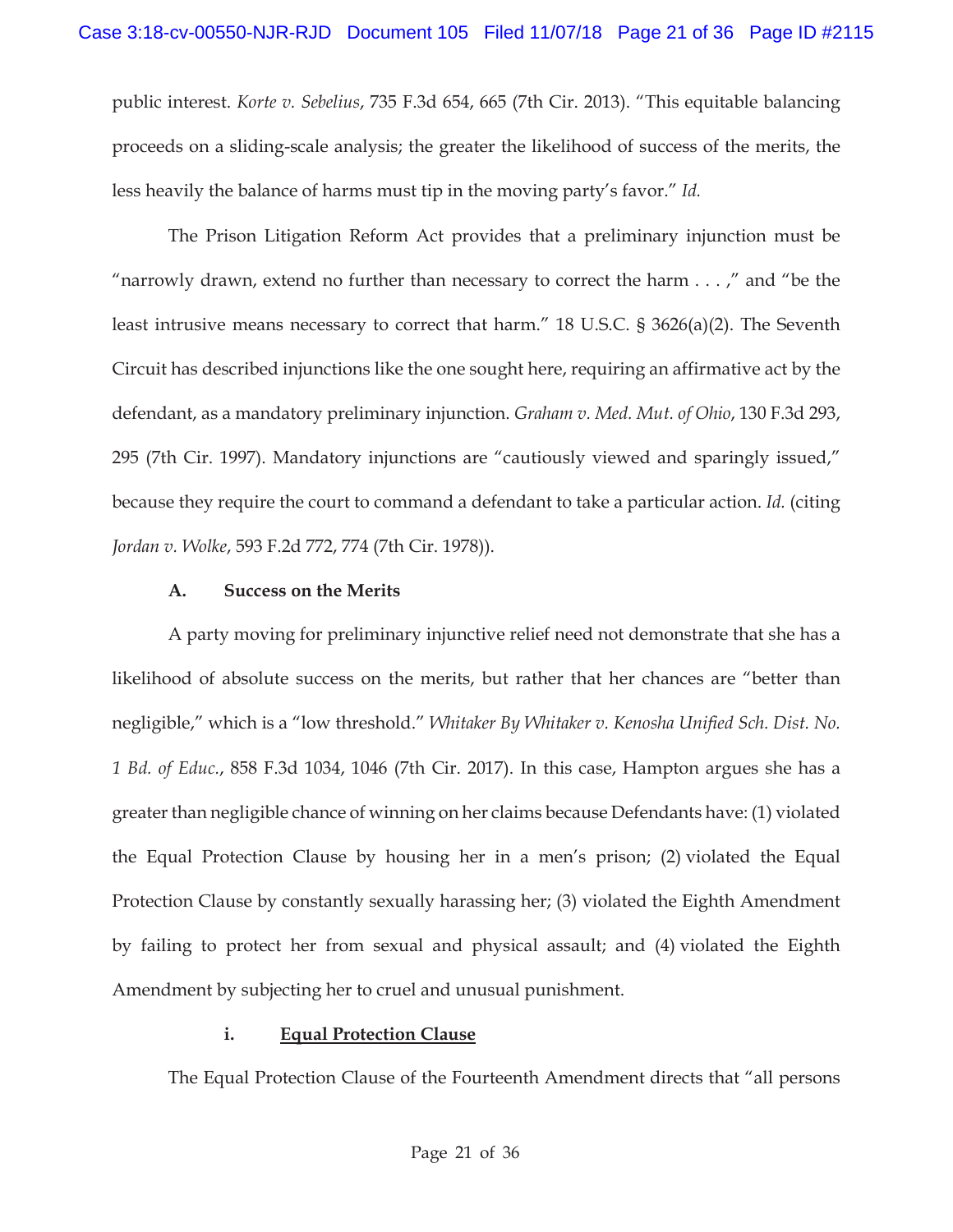public interest. *Korte v. Sebelius*, 735 F.3d 654, 665 (7th Cir. 2013). "This equitable balancing proceeds on a sliding-scale analysis; the greater the likelihood of success of the merits, the less heavily the balance of harms must tip in the moving party's favor." *Id.*

The Prison Litigation Reform Act provides that a preliminary injunction must be "narrowly drawn, extend no further than necessary to correct the harm . . . ," and "be the least intrusive means necessary to correct that harm." 18 U.S.C. § 3626(a)(2). The Seventh Circuit has described injunctions like the one sought here, requiring an affirmative act by the defendant, as a mandatory preliminary injunction. *Graham v. Med. Mut. of Ohio*, 130 F.3d 293, 295 (7th Cir. 1997). Mandatory injunctions are "cautiously viewed and sparingly issued," because they require the court to command a defendant to take a particular action. *Id.* (citing *Jordan v. Wolke*, 593 F.2d 772, 774 (7th Cir. 1978)).

**A. Success on the Merits**

A party moving for preliminary injunctive relief need not demonstrate that she has a likelihood of absolute success on the merits, but rather that her chances are "better than negligible," which is a "low threshold." *Whitaker By Whitaker v. Kenosha Unified Sch. Dist. No. 1 Bd. of Educ.*, 858 F.3d 1034, 1046 (7th Cir. 2017). In this case, Hampton argues she has a greater than negligible chance of winning on her claims because Defendants have: (1) violated the Equal Protection Clause by housing her in a men's prison; (2) violated the Equal Protection Clause by constantly sexually harassing her; (3) violated the Eighth Amendment by failing to protect her from sexual and physical assault; and (4) violated the Eighth Amendment by subjecting her to cruel and unusual punishment.

**i. <u>Equal Protection Clause</u>**

The Equal Protection Clause of the Fourteenth Amendment directs that "all persons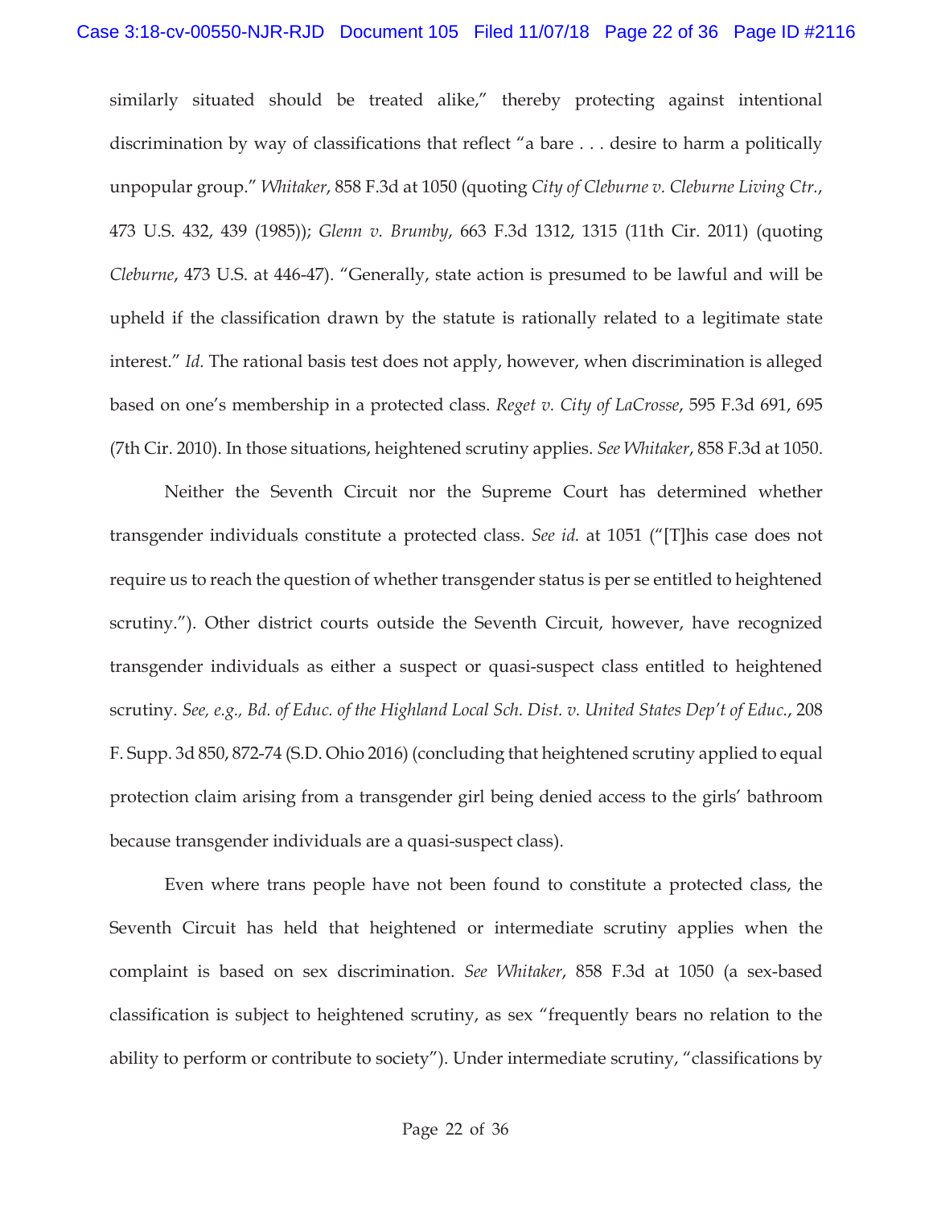similarly situated should be treated alike," thereby protecting against intentional discrimination by way of classifications that reflect "a bare . . . desire to harm a politically unpopular group." *Whitaker*, 858 F.3d at 1050 (quoting *City of Cleburne v. Cleburne Living Ctr.*, 473 U.S. 432, 439 (1985)); *Glenn v. Brumby*, 663 F.3d 1312, 1315 (11th Cir. 2011) (quoting *Cleburne*, 473 U.S. at 446-47). "Generally, state action is presumed to be lawful and will be upheld if the classification drawn by the statute is rationally related to a legitimate state interest." *Id.* The rational basis test does not apply, however, when discrimination is alleged based on one's membership in a protected class. *Reget v. City of LaCrosse*, 595 F.3d 691, 695 (7th Cir. 2010). In those situations, heightened scrutiny applies. *See Whitaker*, 858 F.3d at 1050.

Neither the Seventh Circuit nor the Supreme Court has determined whether transgender individuals constitute a protected class. *See id.* at 1051 ("[T]his case does not require us to reach the question of whether transgender status is per se entitled to heightened scrutiny."). Other district courts outside the Seventh Circuit, however, have recognized transgender individuals as either a suspect or quasi-suspect class entitled to heightened scrutiny. *See, e.g., Bd. of Educ. of the Highland Local Sch. Dist. v. United States Dep't of Educ.*, 208 F. Supp. 3d 850, 872-74 (S.D. Ohio 2016) (concluding that heightened scrutiny applied to equal protection claim arising from a transgender girl being denied access to the girls' bathroom because transgender individuals are a quasi-suspect class).

Even where trans people have not been found to constitute a protected class, the Seventh Circuit has held that heightened or intermediate scrutiny applies when the complaint is based on sex discrimination. *See Whitaker*, 858 F.3d at 1050 (a sex-based classification is subject to heightened scrutiny, as sex "frequently bears no relation to the ability to perform or contribute to society"). Under intermediate scrutiny, "classifications by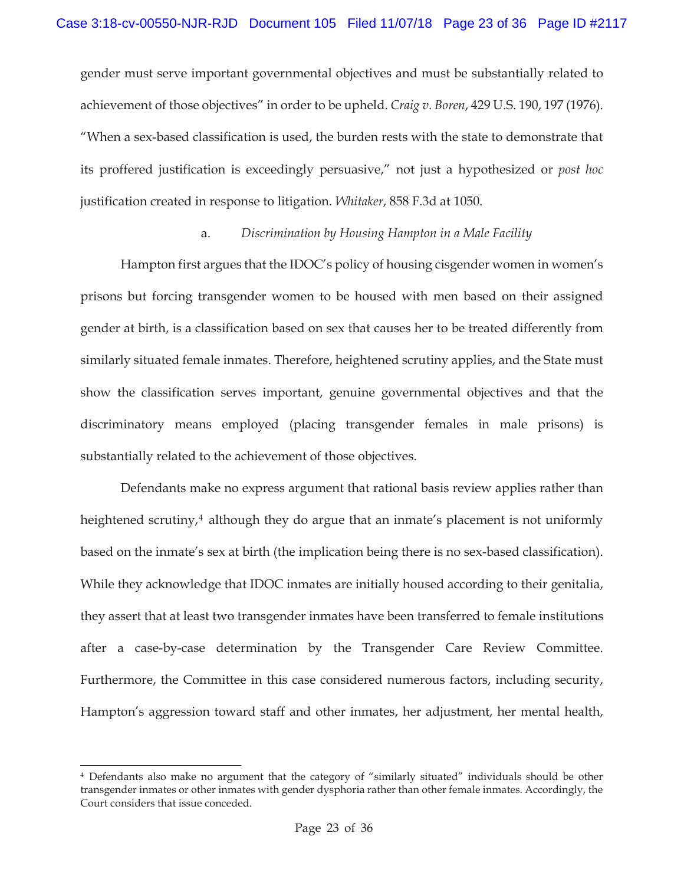gender must serve important governmental objectives and must be substantially related to achievement of those objectives" in order to be upheld. *Craig v. Boren*, 429 U.S. 190, 197 (1976). "When a sex-based classification is used, the burden rests with the state to demonstrate that its proffered justification is exceedingly persuasive," not just a hypothesized or *post hoc* justification created in response to litigation. *Whitaker*, 858 F.3d at 1050.

a. *Discrimination by Housing Hampton in a Male Facility*

Hampton first argues that the IDOC's policy of housing cisgender women in women's prisons but forcing transgender women to be housed with men based on their assigned gender at birth, is a classification based on sex that causes her to be treated differently from similarly situated female inmates. Therefore, heightened scrutiny applies, and the State must show the classification serves important, genuine governmental objectives and that the discriminatory means employed (placing transgender females in male prisons) is substantially related to the achievement of those objectives.

Defendants make no express argument that rational basis review applies rather than heightened scrutiny,[4] although they do argue that an inmate's placement is not uniformly based on the inmate's sex at birth (the implication being there is no sex-based classification). While they acknowledge that IDOC inmates are initially housed according to their genitalia, they assert that at least two transgender inmates have been transferred to female institutions after a case-by-case determination by the Transgender Care Review Committee. Furthermore, the Committee in this case considered numerous factors, including security, Hampton's aggression toward staff and other inmates, her adjustment, her mental health,

[4] Defendants also make no argument that the category of "similarly situated" individuals should be other transgender inmates or other inmates with gender dysphoria rather than other female inmates. Accordingly, the Court considers that issue conceded.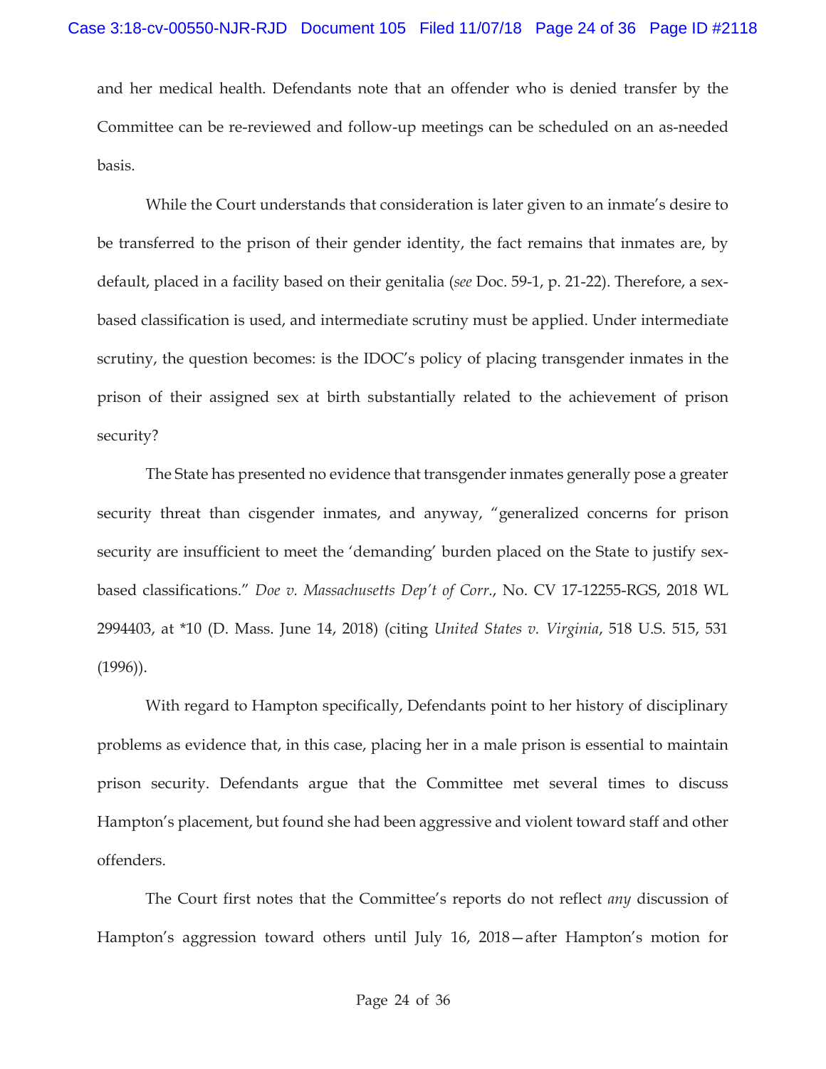and her medical health. Defendants note that an offender who is denied transfer by the Committee can be re-reviewed and follow-up meetings can be scheduled on an as-needed basis.

While the Court understands that consideration is later given to an inmate's desire to be transferred to the prison of their gender identity, the fact remains that inmates are, by default, placed in a facility based on their genitalia (*see* Doc. 59-1, p. 21-22). Therefore, a sex-based classification is used, and intermediate scrutiny must be applied. Under intermediate scrutiny, the question becomes: is the IDOC's policy of placing transgender inmates in the prison of their assigned sex at birth substantially related to the achievement of prison security?

The State has presented no evidence that transgender inmates generally pose a greater security threat than cisgender inmates, and anyway, "generalized concerns for prison security are insufficient to meet the 'demanding' burden placed on the State to justify sex-based classifications." *Doe v. Massachusetts Dep't of Corr.*, No. CV 17-12255-RGS, 2018 WL 2994403, at *10 (D. Mass. June 14, 2018) (citing *United States v. Virginia*, 518 U.S. 515, 531 (1996)).

With regard to Hampton specifically, Defendants point to her history of disciplinary problems as evidence that, in this case, placing her in a male prison is essential to maintain prison security. Defendants argue that the Committee met several times to discuss Hampton's placement, but found she had been aggressive and violent toward staff and other offenders.

The Court first notes that the Committee's reports do not reflect *any* discussion of Hampton's aggression toward others until July 16, 2018—after Hampton's motion for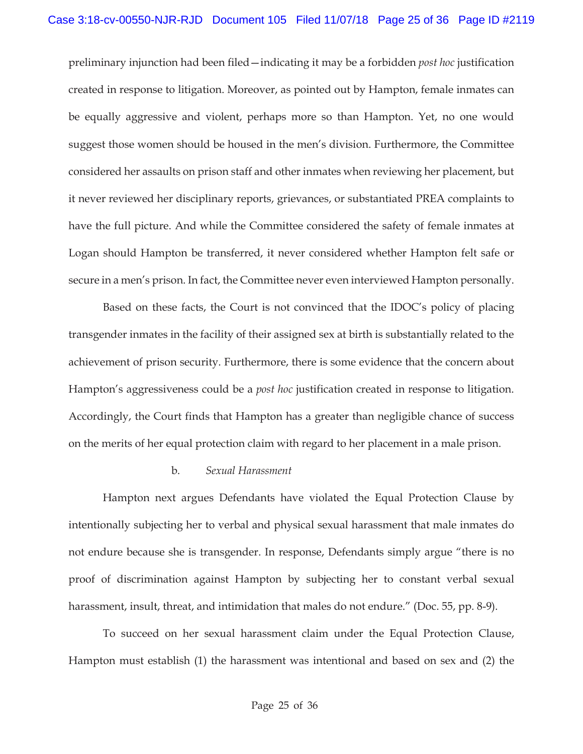preliminary injunction had been filed—indicating it may be a forbidden *post hoc* justification created in response to litigation. Moreover, as pointed out by Hampton, female inmates can be equally aggressive and violent, perhaps more so than Hampton. Yet, no one would suggest those women should be housed in the men's division. Furthermore, the Committee considered her assaults on prison staff and other inmates when reviewing her placement, but it never reviewed her disciplinary reports, grievances, or substantiated PREA complaints to have the full picture. And while the Committee considered the safety of female inmates at Logan should Hampton be transferred, it never considered whether Hampton felt safe or secure in a men's prison. In fact, the Committee never even interviewed Hampton personally.

Based on these facts, the Court is not convinced that the IDOC's policy of placing transgender inmates in the facility of their assigned sex at birth is substantially related to the achievement of prison security. Furthermore, there is some evidence that the concern about Hampton's aggressiveness could be a *post hoc* justification created in response to litigation. Accordingly, the Court finds that Hampton has a greater than negligible chance of success on the merits of her equal protection claim with regard to her placement in a male prison.

b. *Sexual Harassment*

Hampton next argues Defendants have violated the Equal Protection Clause by intentionally subjecting her to verbal and physical sexual harassment that male inmates do not endure because she is transgender. In response, Defendants simply argue "there is no proof of discrimination against Hampton by subjecting her to constant verbal sexual harassment, insult, threat, and intimidation that males do not endure." (Doc. 55, pp. 8-9).

To succeed on her sexual harassment claim under the Equal Protection Clause, Hampton must establish (1) the harassment was intentional and based on sex and (2) the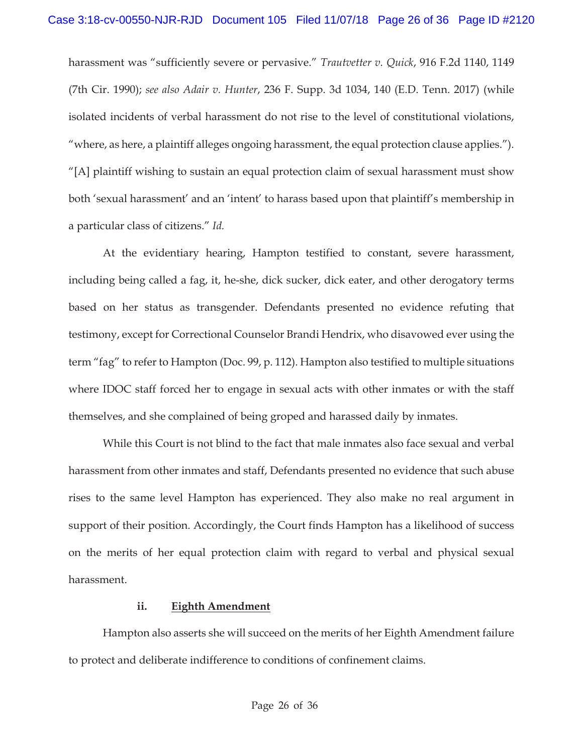harassment was "sufficiently severe or pervasive." *Trautvetter v. Quick*, 916 F.2d 1140, 1149 (7th Cir. 1990); *see also Adair v. Hunter*, 236 F. Supp. 3d 1034, 140 (E.D. Tenn. 2017) (while isolated incidents of verbal harassment do not rise to the level of constitutional violations, "where, as here, a plaintiff alleges ongoing harassment, the equal protection clause applies."). "[A] plaintiff wishing to sustain an equal protection claim of sexual harassment must show both 'sexual harassment' and an 'intent' to harass based upon that plaintiff's membership in a particular class of citizens." *Id.*

At the evidentiary hearing, Hampton testified to constant, severe harassment, including being called a fag, it, he-she, dick sucker, dick eater, and other derogatory terms based on her status as transgender. Defendants presented no evidence refuting that testimony, except for Correctional Counselor Brandi Hendrix, who disavowed ever using the term "fag" to refer to Hampton (Doc. 99, p. 112). Hampton also testified to multiple situations where IDOC staff forced her to engage in sexual acts with other inmates or with the staff themselves, and she complained of being groped and harassed daily by inmates.

While this Court is not blind to the fact that male inmates also face sexual and verbal harassment from other inmates and staff, Defendants presented no evidence that such abuse rises to the same level Hampton has experienced. They also make no real argument in support of their position. Accordingly, the Court finds Hampton has a likelihood of success on the merits of her equal protection claim with regard to verbal and physical sexual harassment.

**ii. <u>Eighth Amendment</u>**

Hampton also asserts she will succeed on the merits of her Eighth Amendment failure to protect and deliberate indifference to conditions of confinement claims.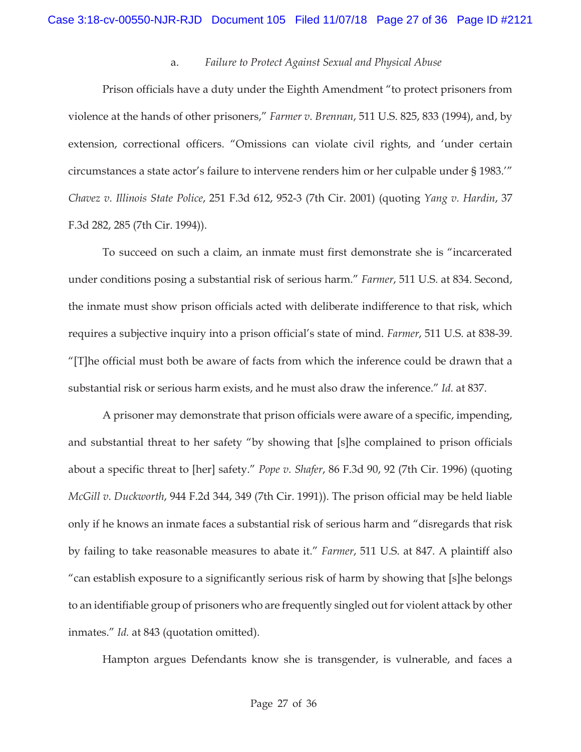a. *Failure to Protect Against Sexual and Physical Abuse*

Prison officials have a duty under the Eighth Amendment "to protect prisoners from violence at the hands of other prisoners," *Farmer v. Brennan*, 511 U.S. 825, 833 (1994), and, by extension, correctional officers. "Omissions can violate civil rights, and 'under certain circumstances a state actor's failure to intervene renders him or her culpable under § 1983.'" *Chavez v. Illinois State Police*, 251 F.3d 612, 952-3 (7th Cir. 2001) (quoting *Yang v. Hardin*, 37 F.3d 282, 285 (7th Cir. 1994)).

To succeed on such a claim, an inmate must first demonstrate she is "incarcerated under conditions posing a substantial risk of serious harm." *Farmer*, 511 U.S. at 834. Second, the inmate must show prison officials acted with deliberate indifference to that risk, which requires a subjective inquiry into a prison official's state of mind. *Farmer*, 511 U.S. at 838-39. "[T]he official must both be aware of facts from which the inference could be drawn that a substantial risk or serious harm exists, and he must also draw the inference." *Id.* at 837.

A prisoner may demonstrate that prison officials were aware of a specific, impending, and substantial threat to her safety "by showing that [s]he complained to prison officials about a specific threat to [her] safety." *Pope v. Shafer*, 86 F.3d 90, 92 (7th Cir. 1996) (quoting *McGill v. Duckworth*, 944 F.2d 344, 349 (7th Cir. 1991)). The prison official may be held liable only if he knows an inmate faces a substantial risk of serious harm and "disregards that risk by failing to take reasonable measures to abate it." *Farmer*, 511 U.S. at 847. A plaintiff also "can establish exposure to a significantly serious risk of harm by showing that [s]he belongs to an identifiable group of prisoners who are frequently singled out for violent attack by other inmates." *Id.* at 843 (quotation omitted).

Hampton argues Defendants know she is transgender, is vulnerable, and faces a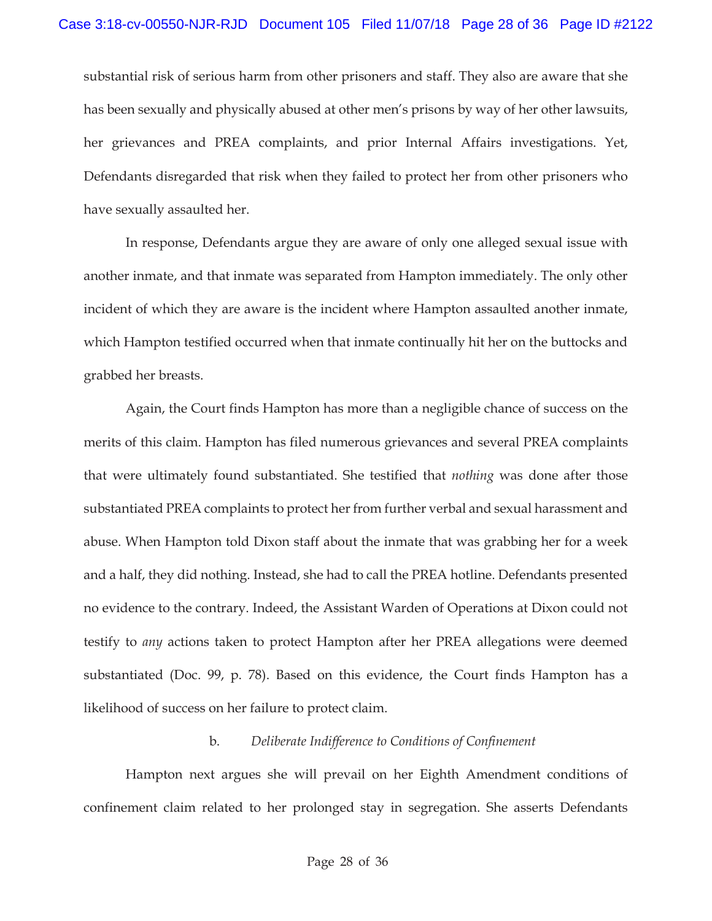substantial risk of serious harm from other prisoners and staff. They also are aware that she has been sexually and physically abused at other men's prisons by way of her other lawsuits, her grievances and PREA complaints, and prior Internal Affairs investigations. Yet, Defendants disregarded that risk when they failed to protect her from other prisoners who have sexually assaulted her.

In response, Defendants argue they are aware of only one alleged sexual issue with another inmate, and that inmate was separated from Hampton immediately. The only other incident of which they are aware is the incident where Hampton assaulted another inmate, which Hampton testified occurred when that inmate continually hit her on the buttocks and grabbed her breasts.

Again, the Court finds Hampton has more than a negligible chance of success on the merits of this claim. Hampton has filed numerous grievances and several PREA complaints that were ultimately found substantiated. She testified that *nothing* was done after those substantiated PREA complaints to protect her from further verbal and sexual harassment and abuse. When Hampton told Dixon staff about the inmate that was grabbing her for a week and a half, they did nothing. Instead, she had to call the PREA hotline. Defendants presented no evidence to the contrary. Indeed, the Assistant Warden of Operations at Dixon could not testify to *any* actions taken to protect Hampton after her PREA allegations were deemed substantiated (Doc. 99, p. 78). Based on this evidence, the Court finds Hampton has a likelihood of success on her failure to protect claim.

b. *Deliberate Indifference to Conditions of Confinement*

Hampton next argues she will prevail on her Eighth Amendment conditions of confinement claim related to her prolonged stay in segregation. She asserts Defendants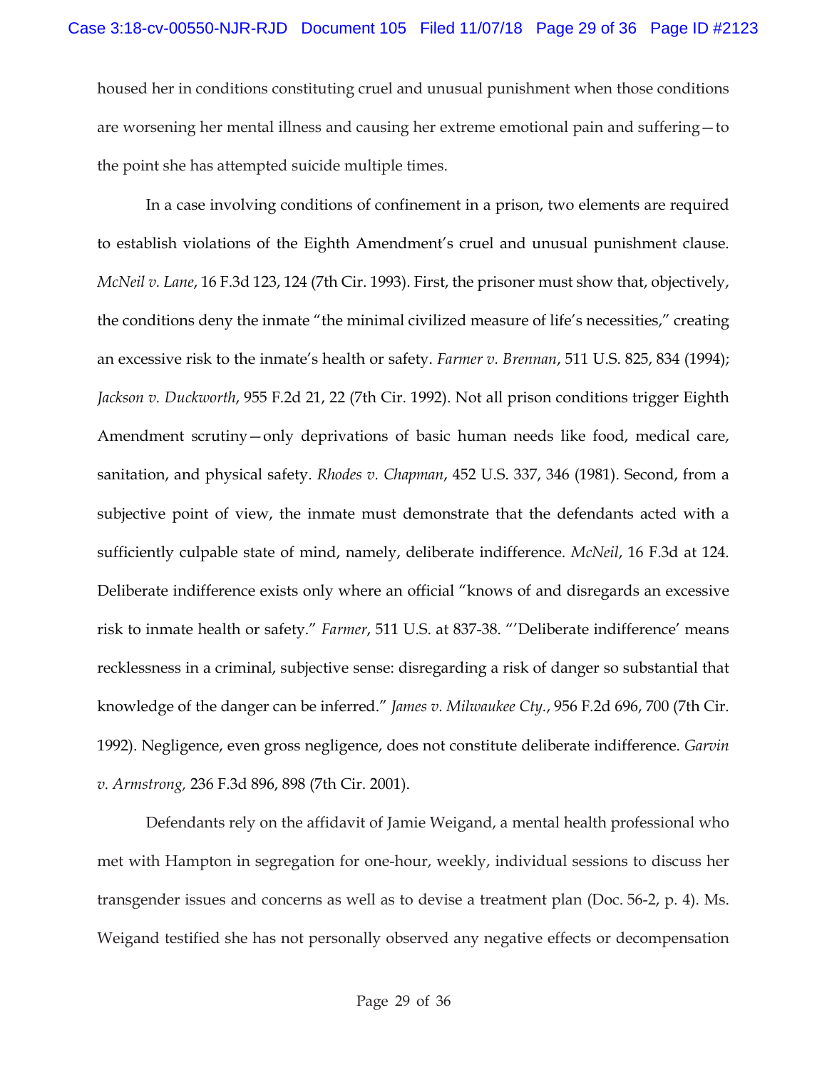housed her in conditions constituting cruel and unusual punishment when those conditions are worsening her mental illness and causing her extreme emotional pain and suffering—to the point she has attempted suicide multiple times.

In a case involving conditions of confinement in a prison, two elements are required to establish violations of the Eighth Amendment's cruel and unusual punishment clause. *McNeil v. Lane*, 16 F.3d 123, 124 (7th Cir. 1993). First, the prisoner must show that, objectively, the conditions deny the inmate "the minimal civilized measure of life's necessities," creating an excessive risk to the inmate's health or safety. *Farmer v. Brennan*, 511 U.S. 825, 834 (1994); *Jackson v. Duckworth*, 955 F.2d 21, 22 (7th Cir. 1992). Not all prison conditions trigger Eighth Amendment scrutiny—only deprivations of basic human needs like food, medical care, sanitation, and physical safety. *Rhodes v. Chapman*, 452 U.S. 337, 346 (1981). Second, from a subjective point of view, the inmate must demonstrate that the defendants acted with a sufficiently culpable state of mind, namely, deliberate indifference. *McNeil*, 16 F.3d at 124. Deliberate indifference exists only where an official "knows of and disregards an excessive risk to inmate health or safety." *Farmer*, 511 U.S. at 837-38. "'Deliberate indifference' means recklessness in a criminal, subjective sense: disregarding a risk of danger so substantial that knowledge of the danger can be inferred." *James v. Milwaukee Cty.*, 956 F.2d 696, 700 (7th Cir. 1992). Negligence, even gross negligence, does not constitute deliberate indifference. *Garvin v. Armstrong,* 236 F.3d 896, 898 (7th Cir. 2001).

Defendants rely on the affidavit of Jamie Weigand, a mental health professional who met with Hampton in segregation for one-hour, weekly, individual sessions to discuss her transgender issues and concerns as well as to devise a treatment plan (Doc. 56-2, p. 4). Ms. Weigand testified she has not personally observed any negative effects or decompensation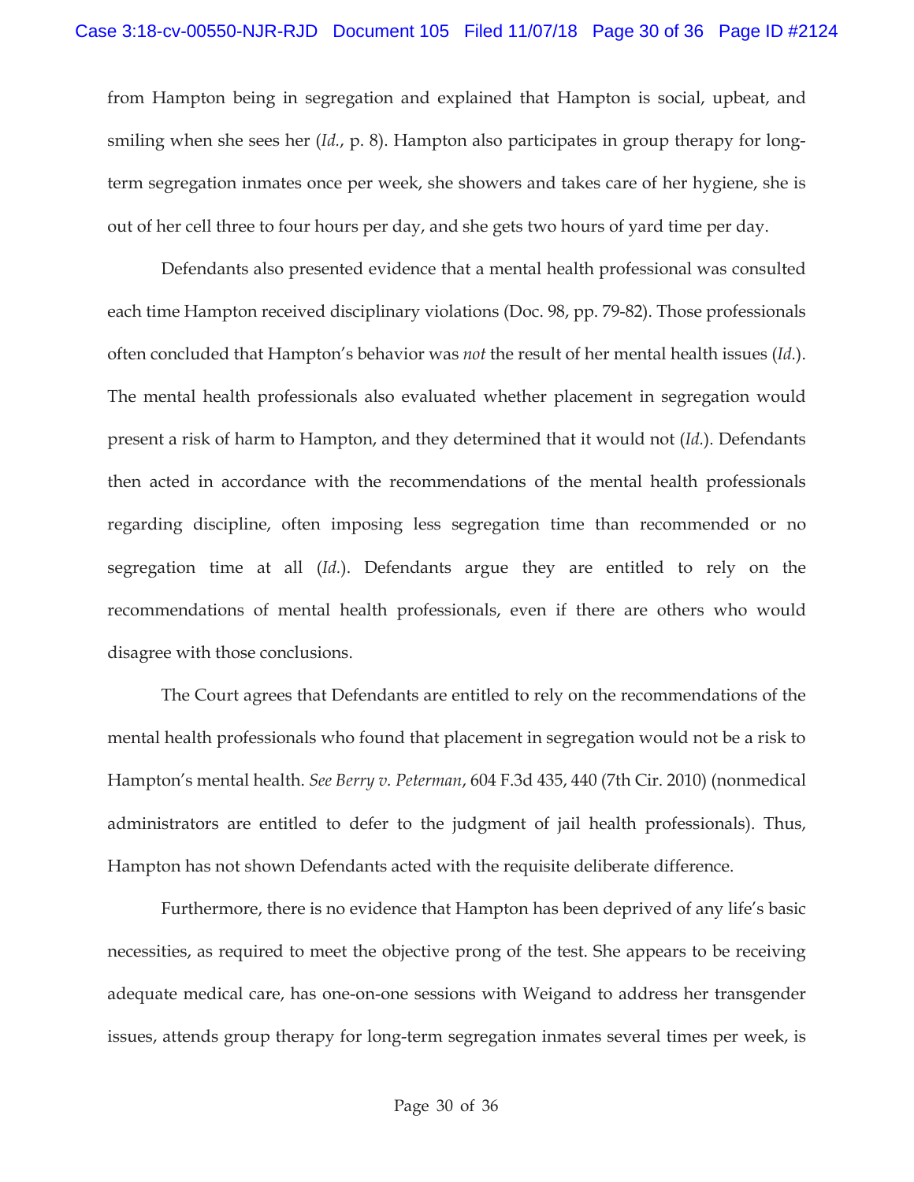from Hampton being in segregation and explained that Hampton is social, upbeat, and smiling when she sees her (*Id.*, p. 8). Hampton also participates in group therapy for long-term segregation inmates once per week, she showers and takes care of her hygiene, she is out of her cell three to four hours per day, and she gets two hours of yard time per day.

Defendants also presented evidence that a mental health professional was consulted each time Hampton received disciplinary violations (Doc. 98, pp. 79-82). Those professionals often concluded that Hampton's behavior was *not* the result of her mental health issues (*Id.*). The mental health professionals also evaluated whether placement in segregation would present a risk of harm to Hampton, and they determined that it would not (*Id.*). Defendants then acted in accordance with the recommendations of the mental health professionals regarding discipline, often imposing less segregation time than recommended or no segregation time at all (*Id.*). Defendants argue they are entitled to rely on the recommendations of mental health professionals, even if there are others who would disagree with those conclusions.

The Court agrees that Defendants are entitled to rely on the recommendations of the mental health professionals who found that placement in segregation would not be a risk to Hampton's mental health. *See Berry v. Peterman*, 604 F.3d 435, 440 (7th Cir. 2010) (nonmedical administrators are entitled to defer to the judgment of jail health professionals). Thus, Hampton has not shown Defendants acted with the requisite deliberate difference.

Furthermore, there is no evidence that Hampton has been deprived of any life's basic necessities, as required to meet the objective prong of the test. She appears to be receiving adequate medical care, has one-on-one sessions with Weigand to address her transgender issues, attends group therapy for long-term segregation inmates several times per week, is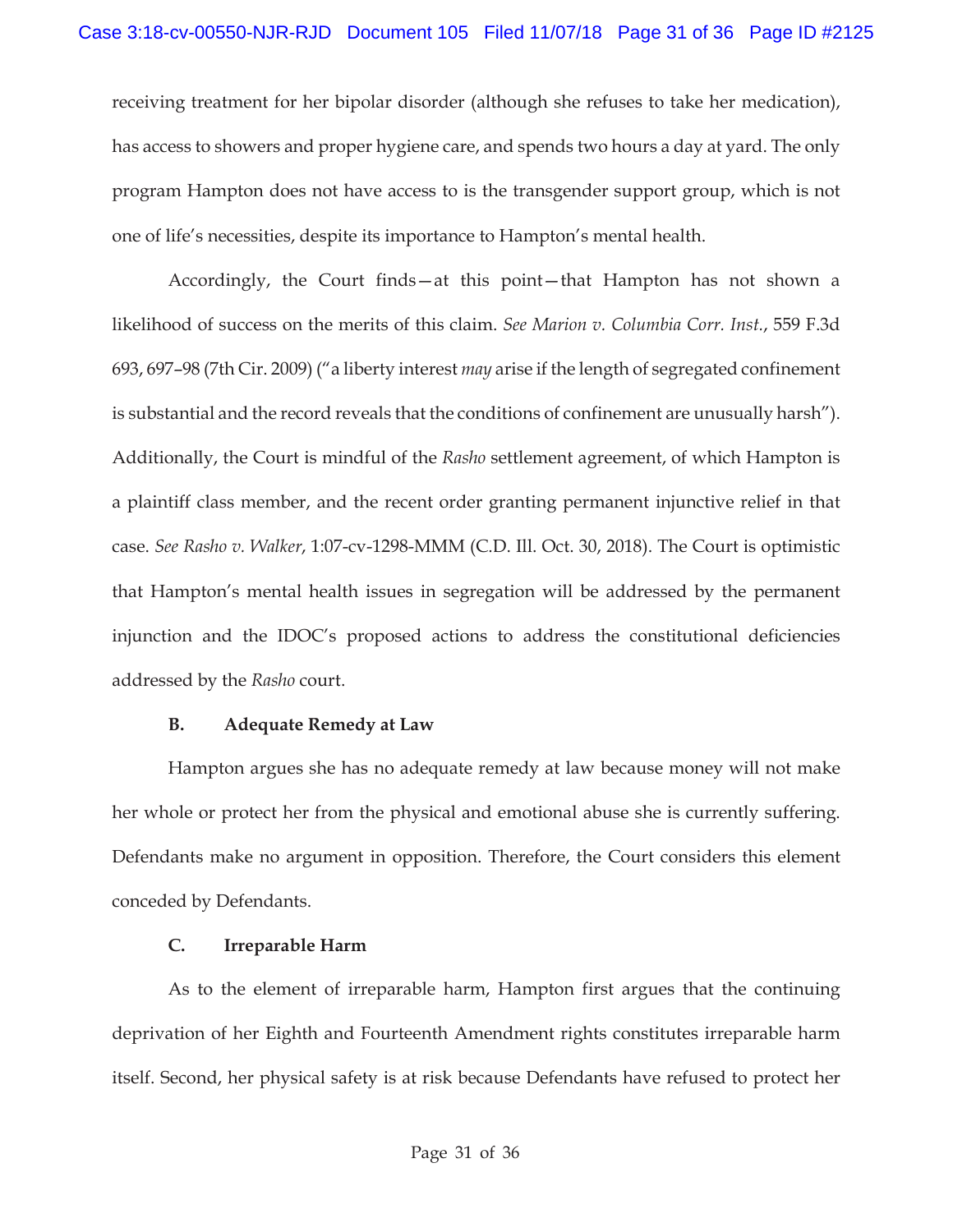receiving treatment for her bipolar disorder (although she refuses to take her medication), has access to showers and proper hygiene care, and spends two hours a day at yard. The only program Hampton does not have access to is the transgender support group, which is not one of life's necessities, despite its importance to Hampton's mental health.

Accordingly, the Court finds—at this point—that Hampton has not shown a likelihood of success on the merits of this claim. *See Marion v. Columbia Corr. Inst.*, 559 F.3d 693, 697–98 (7th Cir. 2009) ("a liberty interest *may* arise if the length of segregated confinement is substantial and the record reveals that the conditions of confinement are unusually harsh"). Additionally, the Court is mindful of the *Rasho* settlement agreement, of which Hampton is a plaintiff class member, and the recent order granting permanent injunctive relief in that case. *See Rasho v. Walker*, 1:07-cv-1298-MMM (C.D. Ill. Oct. 30, 2018). The Court is optimistic that Hampton's mental health issues in segregation will be addressed by the permanent injunction and the IDOC's proposed actions to address the constitutional deficiencies addressed by the *Rasho* court.

**B. Adequate Remedy at Law**

Hampton argues she has no adequate remedy at law because money will not make her whole or protect her from the physical and emotional abuse she is currently suffering. Defendants make no argument in opposition. Therefore, the Court considers this element conceded by Defendants.

**C. Irreparable Harm**

As to the element of irreparable harm, Hampton first argues that the continuing deprivation of her Eighth and Fourteenth Amendment rights constitutes irreparable harm itself. Second, her physical safety is at risk because Defendants have refused to protect her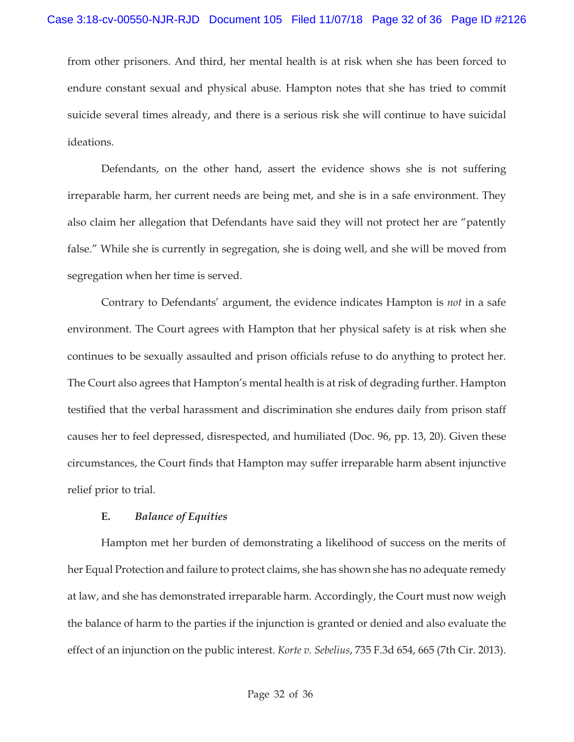from other prisoners. And third, her mental health is at risk when she has been forced to endure constant sexual and physical abuse. Hampton notes that she has tried to commit suicide several times already, and there is a serious risk she will continue to have suicidal ideations.

Defendants, on the other hand, assert the evidence shows she is not suffering irreparable harm, her current needs are being met, and she is in a safe environment. They also claim her allegation that Defendants have said they will not protect her are "patently false." While she is currently in segregation, she is doing well, and she will be moved from segregation when her time is served.

Contrary to Defendants' argument, the evidence indicates Hampton is *not* in a safe environment. The Court agrees with Hampton that her physical safety is at risk when she continues to be sexually assaulted and prison officials refuse to do anything to protect her. The Court also agrees that Hampton's mental health is at risk of degrading further. Hampton testified that the verbal harassment and discrimination she endures daily from prison staff causes her to feel depressed, disrespected, and humiliated (Doc. 96, pp. 13, 20). Given these circumstances, the Court finds that Hampton may suffer irreparable harm absent injunctive relief prior to trial.

### E. *Balance of Equities*

Hampton met her burden of demonstrating a likelihood of success on the merits of her Equal Protection and failure to protect claims, she has shown she has no adequate remedy at law, and she has demonstrated irreparable harm. Accordingly, the Court must now weigh the balance of harm to the parties if the injunction is granted or denied and also evaluate the effect of an injunction on the public interest. *Korte v. Sebelius*, 735 F.3d 654, 665 (7th Cir. 2013).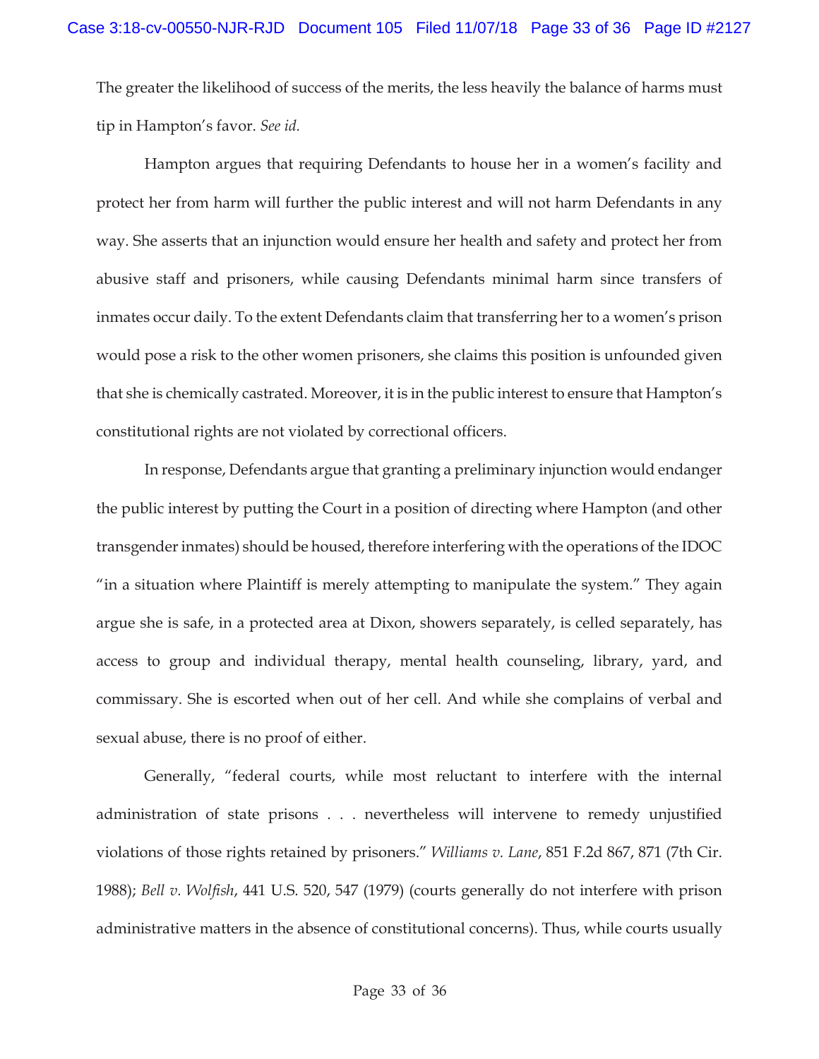The greater the likelihood of success of the merits, the less heavily the balance of harms must tip in Hampton's favor. *See id.*

Hampton argues that requiring Defendants to house her in a women's facility and protect her from harm will further the public interest and will not harm Defendants in any way. She asserts that an injunction would ensure her health and safety and protect her from abusive staff and prisoners, while causing Defendants minimal harm since transfers of inmates occur daily. To the extent Defendants claim that transferring her to a women's prison would pose a risk to the other women prisoners, she claims this position is unfounded given that she is chemically castrated. Moreover, it is in the public interest to ensure that Hampton's constitutional rights are not violated by correctional officers.

In response, Defendants argue that granting a preliminary injunction would endanger the public interest by putting the Court in a position of directing where Hampton (and other transgender inmates) should be housed, therefore interfering with the operations of the IDOC "in a situation where Plaintiff is merely attempting to manipulate the system." They again argue she is safe, in a protected area at Dixon, showers separately, is celled separately, has access to group and individual therapy, mental health counseling, library, yard, and commissary. She is escorted when out of her cell. And while she complains of verbal and sexual abuse, there is no proof of either.

Generally, "federal courts, while most reluctant to interfere with the internal administration of state prisons . . . nevertheless will intervene to remedy unjustified violations of those rights retained by prisoners." *Williams v. Lane*, 851 F.2d 867, 871 (7th Cir. 1988); *Bell v. Wolfish*, 441 U.S. 520, 547 (1979) (courts generally do not interfere with prison administrative matters in the absence of constitutional concerns). Thus, while courts usually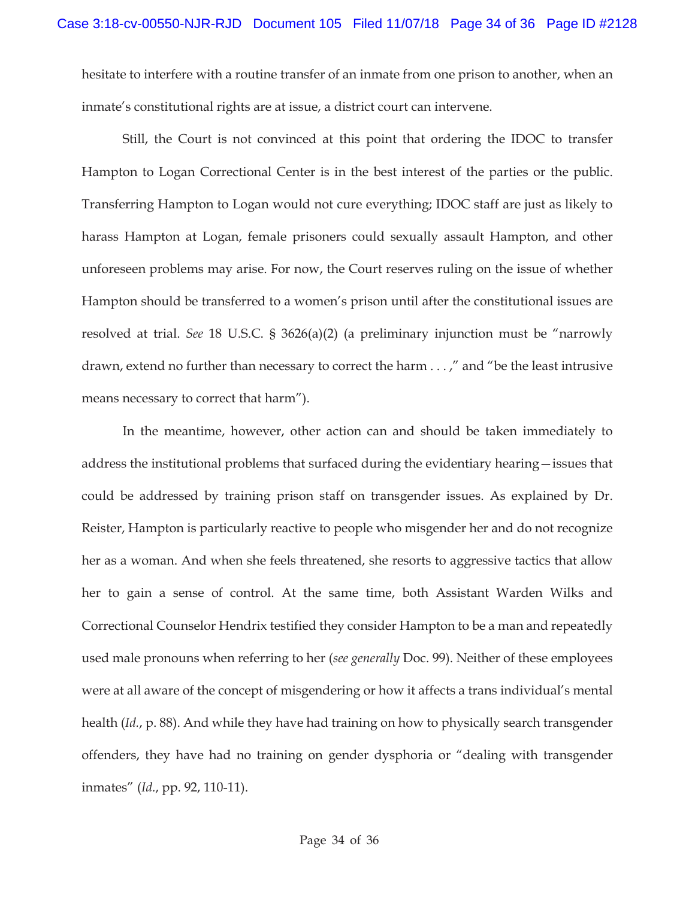hesitate to interfere with a routine transfer of an inmate from one prison to another, when an inmate's constitutional rights are at issue, a district court can intervene.

Still, the Court is not convinced at this point that ordering the IDOC to transfer Hampton to Logan Correctional Center is in the best interest of the parties or the public. Transferring Hampton to Logan would not cure everything; IDOC staff are just as likely to harass Hampton at Logan, female prisoners could sexually assault Hampton, and other unforeseen problems may arise. For now, the Court reserves ruling on the issue of whether Hampton should be transferred to a women's prison until after the constitutional issues are resolved at trial. *See* 18 U.S.C. § 3626(a)(2) (a preliminary injunction must be "narrowly drawn, extend no further than necessary to correct the harm . . . ," and "be the least intrusive means necessary to correct that harm").

In the meantime, however, other action can and should be taken immediately to address the institutional problems that surfaced during the evidentiary hearing—issues that could be addressed by training prison staff on transgender issues. As explained by Dr. Reister, Hampton is particularly reactive to people who misgender her and do not recognize her as a woman. And when she feels threatened, she resorts to aggressive tactics that allow her to gain a sense of control. At the same time, both Assistant Warden Wilks and Correctional Counselor Hendrix testified they consider Hampton to be a man and repeatedly used male pronouns when referring to her (*see generally* Doc. 99). Neither of these employees were at all aware of the concept of misgendering or how it affects a trans individual's mental health (*Id.*, p. 88). And while they have had training on how to physically search transgender offenders, they have had no training on gender dysphoria or "dealing with transgender inmates" (*Id.*, pp. 92, 110-11).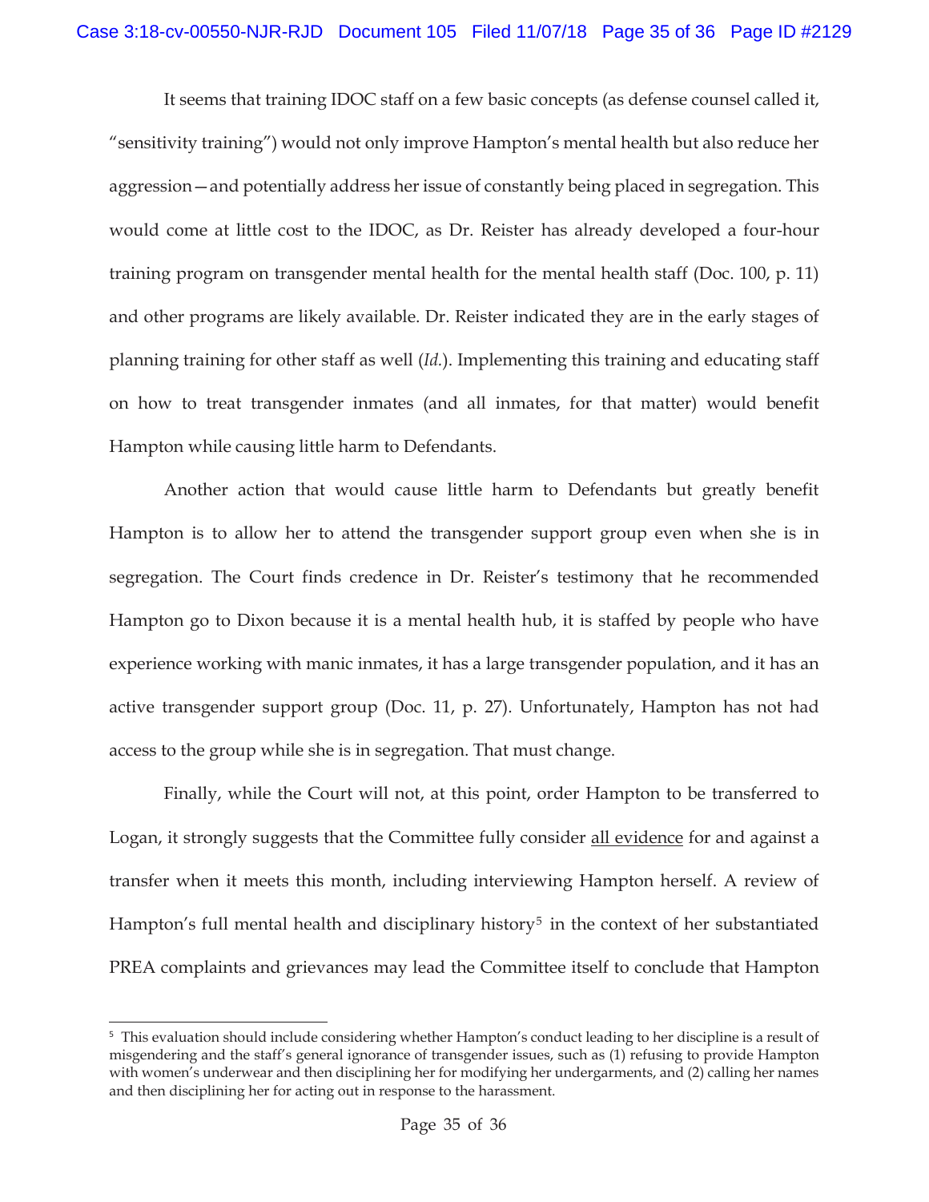It seems that training IDOC staff on a few basic concepts (as defense counsel called it, "sensitivity training") would not only improve Hampton's mental health but also reduce her aggression—and potentially address her issue of constantly being placed in segregation. This would come at little cost to the IDOC, as Dr. Reister has already developed a four-hour training program on transgender mental health for the mental health staff (Doc. 100, p. 11) and other programs are likely available. Dr. Reister indicated they are in the early stages of planning training for other staff as well (*Id.*). Implementing this training and educating staff on how to treat transgender inmates (and all inmates, for that matter) would benefit Hampton while causing little harm to Defendants.

Another action that would cause little harm to Defendants but greatly benefit Hampton is to allow her to attend the transgender support group even when she is in segregation. The Court finds credence in Dr. Reister's testimony that he recommended Hampton go to Dixon because it is a mental health hub, it is staffed by people who have experience working with manic inmates, it has a large transgender population, and it has an active transgender support group (Doc. 11, p. 27). Unfortunately, Hampton has not had access to the group while she is in segregation. That must change.

Finally, while the Court will not, at this point, order Hampton to be transferred to Logan, it strongly suggests that the Committee fully consider <u>all evidence</u> for and against a transfer when it meets this month, including interviewing Hampton herself. A review of Hampton's full mental health and disciplinary history[5] in the context of her substantiated PREA complaints and grievances may lead the Committee itself to conclude that Hampton

---

[5] This evaluation should include considering whether Hampton's conduct leading to her discipline is a result of misgendering and the staff's general ignorance of transgender issues, such as (1) refusing to provide Hampton with women's underwear and then disciplining her for modifying her undergarments, and (2) calling her names and then disciplining her for acting out in response to the harassment.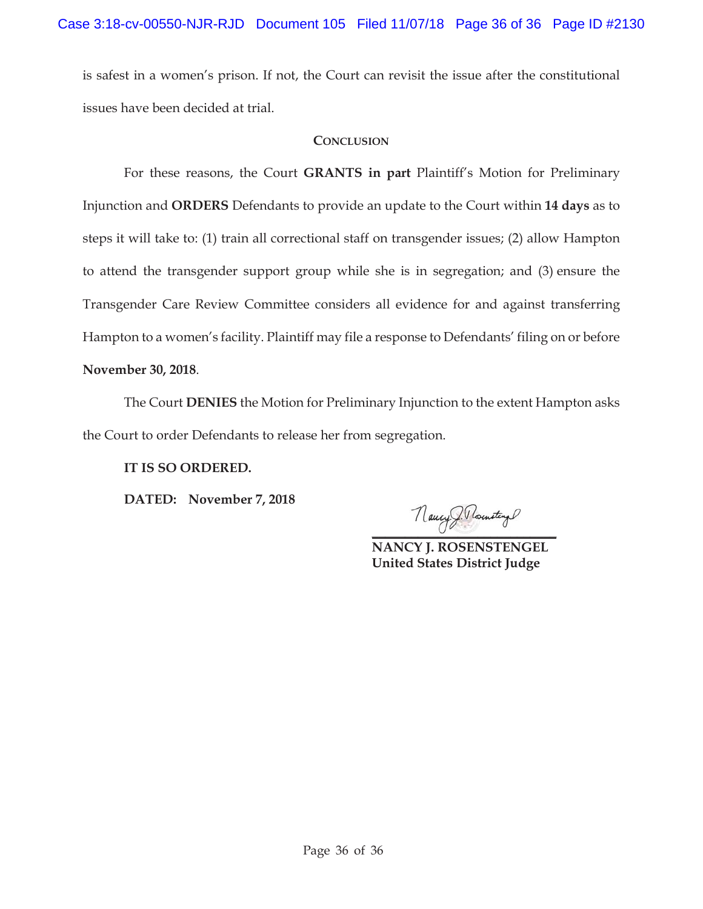is safest in a women's prison. If not, the Court can revisit the issue after the constitutional issues have been decided at trial.

## CONCLUSION

For these reasons, the Court **GRANTS in part** Plaintiff's Motion for Preliminary Injunction and **ORDERS** Defendants to provide an update to the Court within **14 days** as to steps it will take to: (1) train all correctional staff on transgender issues; (2) allow Hampton to attend the transgender support group while she is in segregation; and (3) ensure the Transgender Care Review Committee considers all evidence for and against transferring Hampton to a women's facility. Plaintiff may file a response to Defendants' filing on or before **November 30, 2018**.

The Court **DENIES** the Motion for Preliminary Injunction to the extent Hampton asks the Court to order Defendants to release her from segregation.

**IT IS SO ORDERED.**

**DATED: November 7, 2018**

**NANCY J. ROSENSTENGEL**
**United States District Judge**